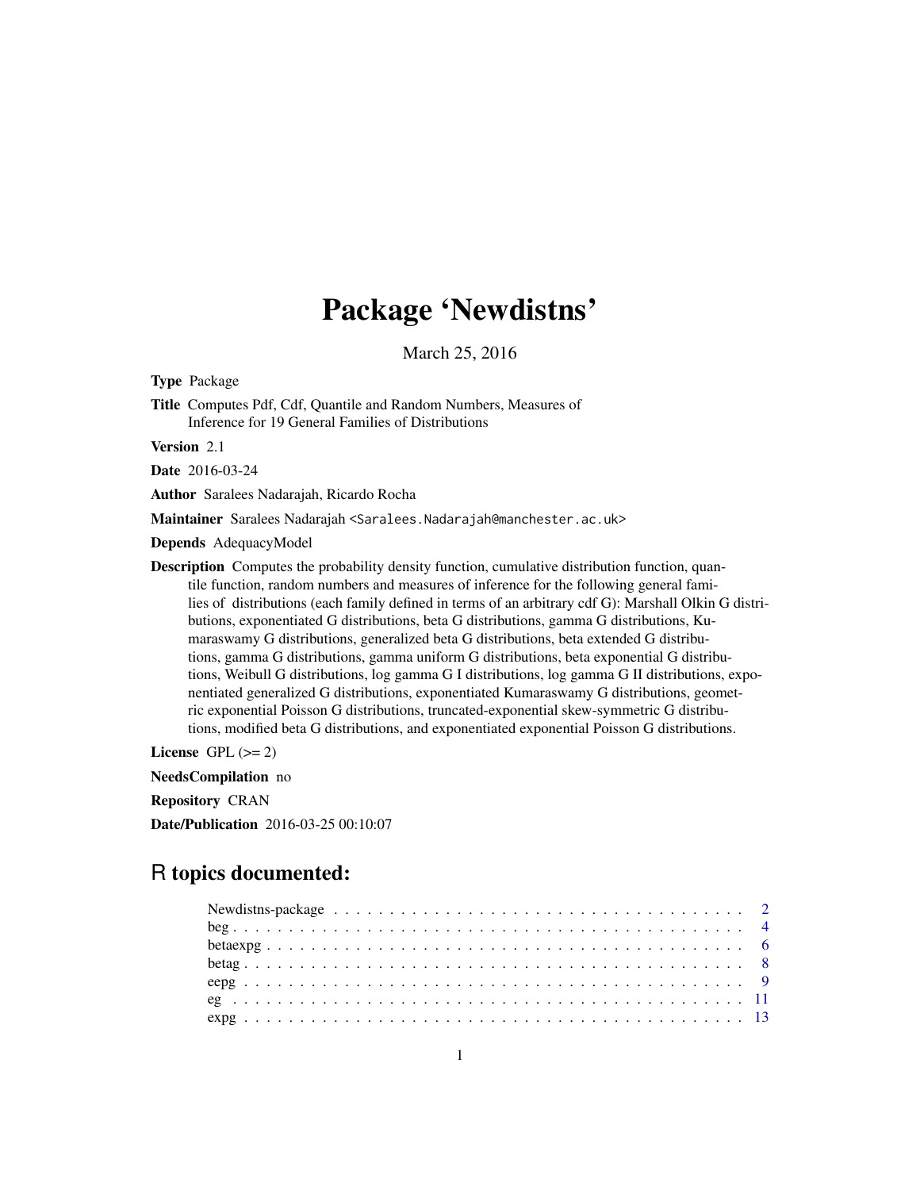# Package 'Newdistns'

March 25, 2016

**Type** Package

**Title** Computes Pdf, Cdf, Quantile and Random Numbers, Measures of Inference for 19 General Families of Distributions

**Version** 2.1

**Date** 2016-03-24

**Author** Saralees Nadarajah, Ricardo Rocha

**Maintainer** Saralees Nadarajah <Saralees.Nadarajah@manchester.ac.uk>

**Depends** AdequacyModel

**Description** Computes the probability density function, cumulative distribution function, quantile function, random numbers and measures of inference for the following general families of distributions (each family defined in terms of an arbitrary cdf G): Marshall Olkin G distributions, exponentiated G distributions, beta G distributions, gamma G distributions, Kumaraswamy G distributions, generalized beta G distributions, beta extended G distributions, gamma G distributions, gamma uniform G distributions, beta exponential G distributions, Weibull G distributions, log gamma G I distributions, log gamma G II distributions, exponentiated generalized G distributions, exponentiated Kumaraswamy G distributions, geometric exponential Poisson G distributions, truncated-exponential skew-symmetric G distributions, modified beta G distributions, and exponentiated exponential Poisson G distributions.

**License** GPL (>= 2)

**NeedsCompilation** no

**Repository** CRAN

**Date/Publication** 2016-03-25 00:10:07

## R topics documented:

| | |
|---|---|
| Newdistns-package | 2 |
| beg | 4 |
| betaexpg | 6 |
| betag | 8 |
| eepg | 9 |
| eg | 11 |
| expg | 13 |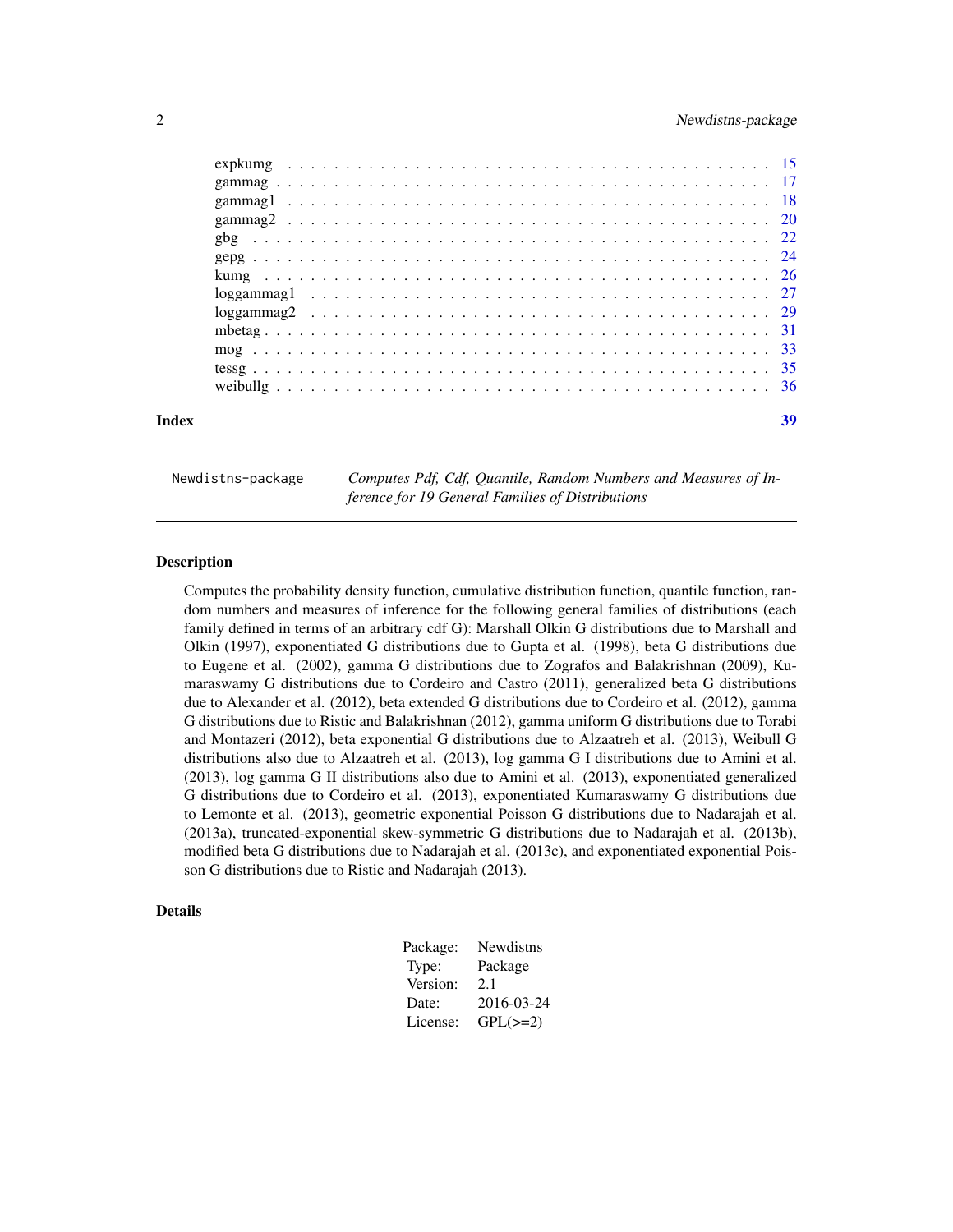expkumg . . . . . . . . . . . . . . . . . . . . . . . . . . . . . . . . . . . . . . . . 15
gammag . . . . . . . . . . . . . . . . . . . . . . . . . . . . . . . . . . . . . . . . . 17
gammag1 . . . . . . . . . . . . . . . . . . . . . . . . . . . . . . . . . . . . . . . . 18
gammag2 . . . . . . . . . . . . . . . . . . . . . . . . . . . . . . . . . . . . . . . . 20
gbg . . . . . . . . . . . . . . . . . . . . . . . . . . . . . . . . . . . . . . . . . . 22
gepg . . . . . . . . . . . . . . . . . . . . . . . . . . . . . . . . . . . . . . . . . . 24
kumg . . . . . . . . . . . . . . . . . . . . . . . . . . . . . . . . . . . . . . . . . . 26
loggammag1 . . . . . . . . . . . . . . . . . . . . . . . . . . . . . . . . . . . . . . 27
loggammag2 . . . . . . . . . . . . . . . . . . . . . . . . . . . . . . . . . . . . . . 29
mbetag . . . . . . . . . . . . . . . . . . . . . . . . . . . . . . . . . . . . . . . . . 31
mog . . . . . . . . . . . . . . . . . . . . . . . . . . . . . . . . . . . . . . . . . . . 33
tessg . . . . . . . . . . . . . . . . . . . . . . . . . . . . . . . . . . . . . . . . . . 35
weibullg . . . . . . . . . . . . . . . . . . . . . . . . . . . . . . . . . . . . . . . . 36

**Index** 39

---

`Newdistns-package` *Computes Pdf, Cdf, Quantile, Random Numbers and Measures of Inference for 19 General Families of Distributions*

---

## Description

Computes the probability density function, cumulative distribution function, quantile function, random numbers and measures of inference for the following general families of distributions (each family defined in terms of an arbitrary cdf G): Marshall Olkin G distributions due to Marshall and Olkin (1997), exponentiated G distributions due to Gupta et al. (1998), beta G distributions due to Eugene et al. (2002), gamma G distributions due to Zografos and Balakrishnan (2009), Kumaraswamy G distributions due to Cordeiro and Castro (2011), generalized beta G distributions due to Alexander et al. (2012), beta extended G distributions due to Cordeiro et al. (2012), gamma G distributions due to Ristic and Balakrishnan (2012), gamma uniform G distributions due to Torabi and Montazeri (2012), beta exponential G distributions due to Alzaatreh et al. (2013), Weibull G distributions also due to Alzaatreh et al. (2013), log gamma G I distributions due to Amini et al. (2013), log gamma G II distributions also due to Amini et al. (2013), exponentiated generalized G distributions due to Cordeiro et al. (2013), exponentiated Kumaraswamy G distributions due to Lemonte et al. (2013), geometric exponential Poisson G distributions due to Nadarajah et al. (2013a), truncated-exponential skew-symmetric G distributions due to Nadarajah et al. (2013b), modified beta G distributions due to Nadarajah et al. (2013c), and exponentiated exponential Poisson G distributions due to Ristic and Nadarajah (2013).

## Details

| | |
|---|---|
| Package: | Newdistns |
| Type: | Package |
| Version: | 2.1 |
| Date: | 2016-03-24 |
| License: | GPL(>=2) |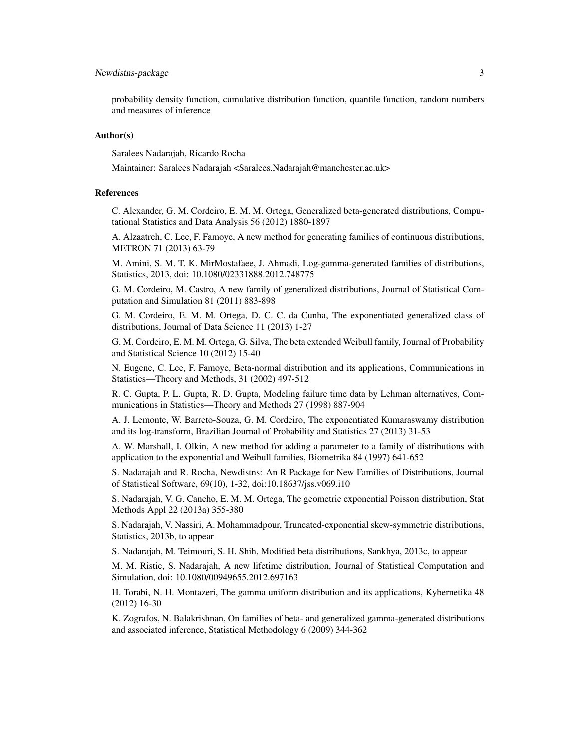probability density function, cumulative distribution function, quantile function, random numbers and measures of inference

## Author(s)

Saralees Nadarajah, Ricardo Rocha

Maintainer: Saralees Nadarajah <Saralees.Nadarajah@manchester.ac.uk>

## References

C. Alexander, G. M. Cordeiro, E. M. M. Ortega, Generalized beta-generated distributions, Computational Statistics and Data Analysis 56 (2012) 1880-1897

A. Alzaatreh, C. Lee, F. Famoye, A new method for generating families of continuous distributions, METRON 71 (2013) 63-79

M. Amini, S. M. T. K. MirMostafaee, J. Ahmadi, Log-gamma-generated families of distributions, Statistics, 2013, doi: 10.1080/02331888.2012.748775

G. M. Cordeiro, M. Castro, A new family of generalized distributions, Journal of Statistical Computation and Simulation 81 (2011) 883-898

G. M. Cordeiro, E. M. M. Ortega, D. C. C. da Cunha, The exponentiated generalized class of distributions, Journal of Data Science 11 (2013) 1-27

G. M. Cordeiro, E. M. M. Ortega, G. Silva, The beta extended Weibull family, Journal of Probability and Statistical Science 10 (2012) 15-40

N. Eugene, C. Lee, F. Famoye, Beta-normal distribution and its applications, Communications in Statistics—Theory and Methods, 31 (2002) 497-512

R. C. Gupta, P. L. Gupta, R. D. Gupta, Modeling failure time data by Lehman alternatives, Communications in Statistics—Theory and Methods 27 (1998) 887-904

A. J. Lemonte, W. Barreto-Souza, G. M. Cordeiro, The exponentiated Kumaraswamy distribution and its log-transform, Brazilian Journal of Probability and Statistics 27 (2013) 31-53

A. W. Marshall, I. Olkin, A new method for adding a parameter to a family of distributions with application to the exponential and Weibull families, Biometrika 84 (1997) 641-652

S. Nadarajah and R. Rocha, Newdistns: An R Package for New Families of Distributions, Journal of Statistical Software, 69(10), 1-32, doi:10.18637/jss.v069.i10

S. Nadarajah, V. G. Cancho, E. M. M. Ortega, The geometric exponential Poisson distribution, Stat Methods Appl 22 (2013a) 355-380

S. Nadarajah, V. Nassiri, A. Mohammadpour, Truncated-exponential skew-symmetric distributions, Statistics, 2013b, to appear

S. Nadarajah, M. Teimouri, S. H. Shih, Modified beta distributions, Sankhya, 2013c, to appear

M. M. Ristic, S. Nadarajah, A new lifetime distribution, Journal of Statistical Computation and Simulation, doi: 10.1080/00949655.2012.697163

H. Torabi, N. H. Montazeri, The gamma uniform distribution and its applications, Kybernetika 48 (2012) 16-30

K. Zografos, N. Balakrishnan, On families of beta- and generalized gamma-generated distributions and associated inference, Statistical Methodology 6 (2009) 344-362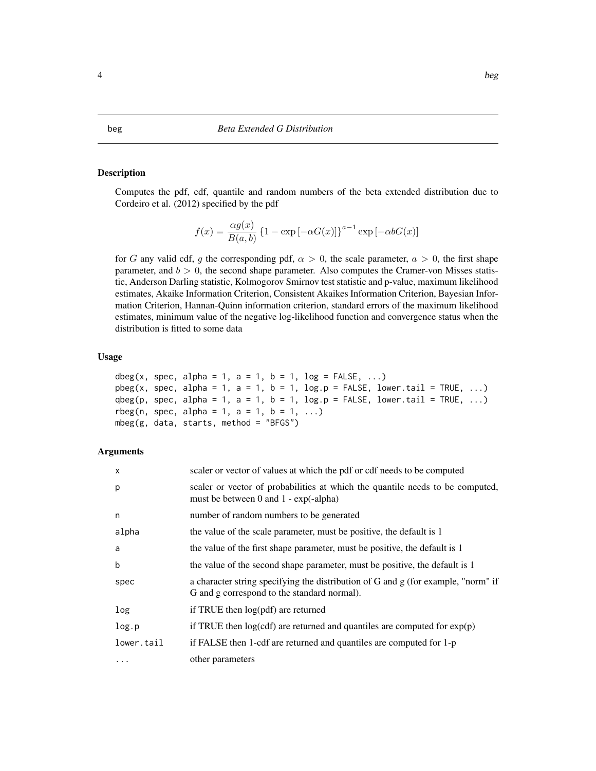# beg — *Beta Extended G Distribution*

## Description

Computes the pdf, cdf, quantile and random numbers of the beta extended distribution due to Cordeiro et al. (2012) specified by the pdf

$$f(x) = \frac{\alpha g(x)}{B(a,b)} \left\{1 - \exp\left[-\alpha G(x)\right]\right\}^{a-1} \exp\left[-\alpha b G(x)\right]$$

for $G$ any valid cdf, $g$ the corresponding pdf, $\alpha > 0$, the scale parameter, $a > 0$, the first shape parameter, and $b > 0$, the second shape parameter. Also computes the Cramer-von Misses statistic, Anderson Darling statistic, Kolmogorov Smirnov test statistic and p-value, maximum likelihood estimates, Akaike Information Criterion, Consistent Akaikes Information Criterion, Bayesian Information Criterion, Hannan-Quinn information criterion, standard errors of the maximum likelihood estimates, minimum value of the negative log-likelihood function and convergence status when the distribution is fitted to some data

## Usage

```
dbeg(x, spec, alpha = 1, a = 1, b = 1, log = FALSE, ...)
pbeg(x, spec, alpha = 1, a = 1, b = 1, log.p = FALSE, lower.tail = TRUE, ...)
qbeg(p, spec, alpha = 1, a = 1, b = 1, log.p = FALSE, lower.tail = TRUE, ...)
rbeg(n, spec, alpha = 1, a = 1, b = 1, ...)
mbeg(g, data, starts, method = "BFGS")
```

## Arguments

| | |
|---|---|
| x | scaler or vector of values at which the pdf or cdf needs to be computed |
| p | scaler or vector of probabilities at which the quantile needs to be computed, must be between 0 and 1 - exp(-alpha) |
| n | number of random numbers to be generated |
| alpha | the value of the scale parameter, must be positive, the default is 1 |
| a | the value of the first shape parameter, must be positive, the default is 1 |
| b | the value of the second shape parameter, must be positive, the default is 1 |
| spec | a character string specifying the distribution of G and g (for example, "norm" if G and g correspond to the standard normal). |
| log | if TRUE then log(pdf) are returned |
| log.p | if TRUE then log(cdf) are returned and quantiles are computed for exp(p) |
| lower.tail | if FALSE then 1-cdf are returned and quantiles are computed for 1-p |
| ... | other parameters |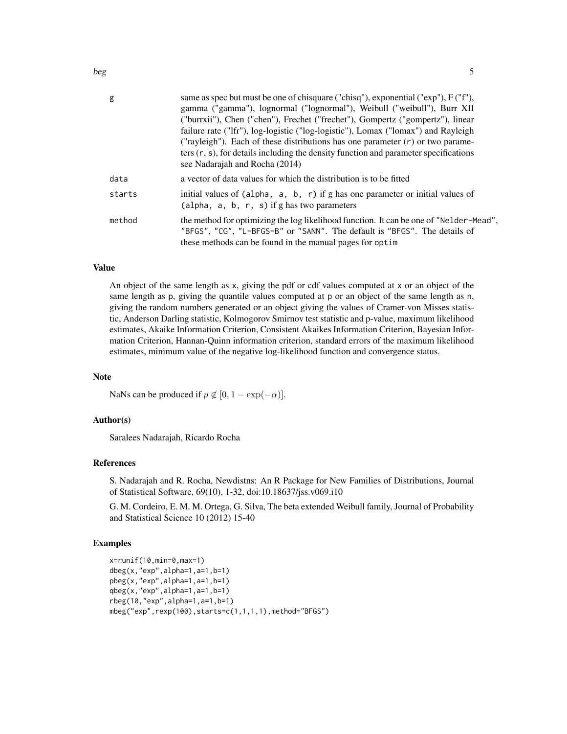| | |
|---|---|
| g | same as spec but must be one of chisquare ("chisq"), exponential ("exp"), F ("f"), gamma ("gamma"), lognormal ("lognormal"), Weibull ("weibull"), Burr XII ("burrxii"), Chen ("chen"), Frechet ("frechet"), Gompertz ("gompertz"), linear failure rate ("lfr"), log-logistic ("log-logistic"), Lomax ("lomax") and Rayleigh ("rayleigh"). Each of these distributions has one parameter (r) or two parameters (r, s), for details including the density function and parameter specifications see Nadarajah and Rocha (2014) |
| data | a vector of data values for which the distribution is to be fitted |
| starts | initial values of (alpha, a, b, r) if g has one parameter or initial values of (alpha, a, b, r, s) if g has two parameters |
| method | the method for optimizing the log likelihood function. It can be one of "Nelder-Mead", "BFGS", "CG", "L-BFGS-B" or "SANN". The default is "BFGS". The details of these methods can be found in the manual pages for optim |

### Value

An object of the same length as x, giving the pdf or cdf values computed at x or an object of the same length as p, giving the quantile values computed at p or an object of the same length as n, giving the random numbers generated or an object giving the values of Cramer-von Misses statistic, Anderson Darling statistic, Kolmogorov Smirnov test statistic and p-value, maximum likelihood estimates, Akaike Information Criterion, Consistent Akaikes Information Criterion, Bayesian Information Criterion, Hannan-Quinn information criterion, standard errors of the maximum likelihood estimates, minimum value of the negative log-likelihood function and convergence status.

### Note

NaNs can be produced if $p \notin [0, 1 - \exp(-\alpha)]$.

### Author(s)

Saralees Nadarajah, Ricardo Rocha

### References

S. Nadarajah and R. Rocha, Newdistns: An R Package for New Families of Distributions, Journal of Statistical Software, 69(10), 1-32, doi:10.18637/jss.v069.i10

G. M. Cordeiro, E. M. M. Ortega, G. Silva, The beta extended Weibull family, Journal of Probability and Statistical Science 10 (2012) 15-40

### Examples

```
x=runif(10,min=0,max=1)
dbeg(x,"exp",alpha=1,a=1,b=1)
pbeg(x,"exp",alpha=1,a=1,b=1)
qbeg(x,"exp",alpha=1,a=1,b=1)
rbeg(10,"exp",alpha=1,a=1,b=1)
mbeg("exp",rexp(100),starts=c(1,1,1,1),method="BFGS")
```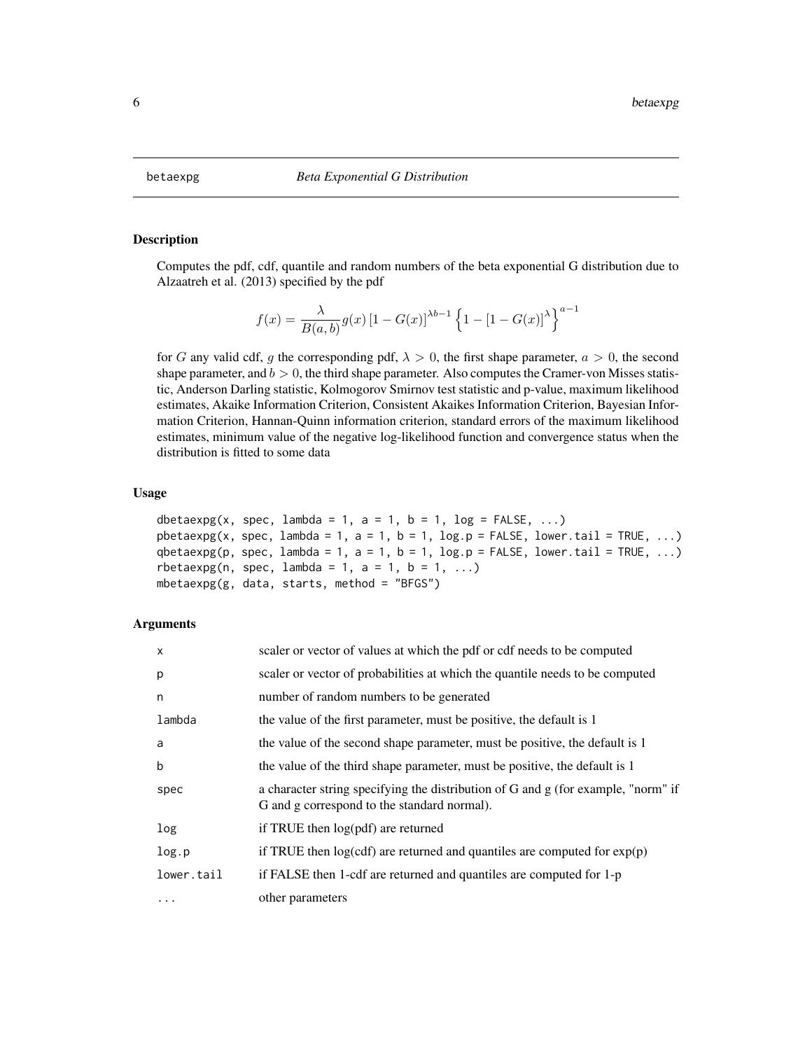# betaexpg — *Beta Exponential G Distribution*

## Description

Computes the pdf, cdf, quantile and random numbers of the beta exponential G distribution due to Alzaatreh et al. (2013) specified by the pdf

$$f(x) = \frac{\lambda}{B(a,b)} g(x) \left[1 - G(x)\right]^{\lambda b - 1} \left\{1 - \left[1 - G(x)\right]^{\lambda}\right\}^{a-1}$$

for $G$ any valid cdf, $g$ the corresponding pdf, $\lambda > 0$, the first shape parameter, $a > 0$, the second shape parameter, and $b > 0$, the third shape parameter. Also computes the Cramer-von Misses statistic, Anderson Darling statistic, Kolmogorov Smirnov test statistic and p-value, maximum likelihood estimates, Akaike Information Criterion, Consistent Akaikes Information Criterion, Bayesian Information Criterion, Hannan-Quinn information criterion, standard errors of the maximum likelihood estimates, minimum value of the negative log-likelihood function and convergence status when the distribution is fitted to some data

## Usage

```
dbetaexpg(x, spec, lambda = 1, a = 1, b = 1, log = FALSE, ...)
pbetaexpg(x, spec, lambda = 1, a = 1, b = 1, log.p = FALSE, lower.tail = TRUE, ...)
qbetaexpg(p, spec, lambda = 1, a = 1, b = 1, log.p = FALSE, lower.tail = TRUE, ...)
rbetaexpg(n, spec, lambda = 1, a = 1, b = 1, ...)
mbetaexpg(g, data, starts, method = "BFGS")
```

## Arguments

| | |
|---|---|
| x | scaler or vector of values at which the pdf or cdf needs to be computed |
| p | scaler or vector of probabilities at which the quantile needs to be computed |
| n | number of random numbers to be generated |
| lambda | the value of the first parameter, must be positive, the default is 1 |
| a | the value of the second shape parameter, must be positive, the default is 1 |
| b | the value of the third shape parameter, must be positive, the default is 1 |
| spec | a character string specifying the distribution of G and g (for example, "norm" if G and g correspond to the standard normal). |
| log | if TRUE then log(pdf) are returned |
| log.p | if TRUE then log(cdf) are returned and quantiles are computed for exp(p) |
| lower.tail | if FALSE then 1-cdf are returned and quantiles are computed for 1-p |
| ... | other parameters |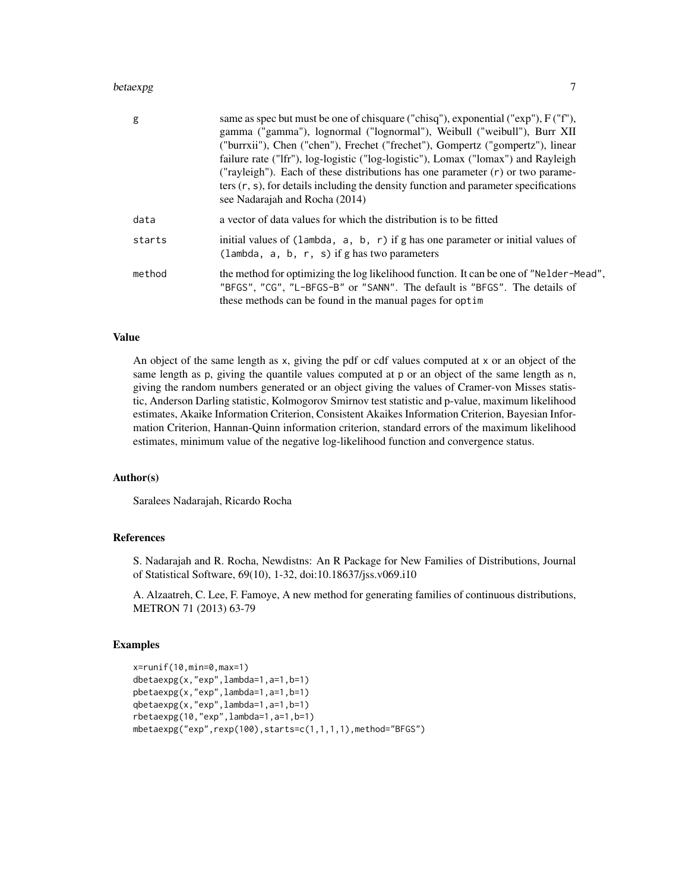| | |
|---|---|
| g | same as spec but must be one of chisquare ("chisq"), exponential ("exp"), F ("f"), gamma ("gamma"), lognormal ("lognormal"), Weibull ("weibull"), Burr XII ("burrxii"), Chen ("chen"), Frechet ("frechet"), Gompertz ("gompertz"), linear failure rate ("lfr"), log-logistic ("log-logistic"), Lomax ("lomax") and Rayleigh ("rayleigh"). Each of these distributions has one parameter (`r`) or two parameters (`r, s`), for details including the density function and parameter specifications see Nadarajah and Rocha (2014) |
| data | a vector of data values for which the distribution is to be fitted |
| starts | initial values of (`lambda, a, b, r`) if g has one parameter or initial values of (`lambda, a, b, r, s`) if g has two parameters |
| method | the method for optimizing the log likelihood function. It can be one of `"Nelder-Mead"`, `"BFGS"`, `"CG"`, `"L-BFGS-B"` or `"SANN"`. The default is `"BFGS"`. The details of these methods can be found in the manual pages for `optim` |

## Value

An object of the same length as `x`, giving the pdf or cdf values computed at `x` or an object of the same length as `p`, giving the quantile values computed at `p` or an object of the same length as `n`, giving the random numbers generated or an object giving the values of Cramer-von Misses statistic, Anderson Darling statistic, Kolmogorov Smirnov test statistic and p-value, maximum likelihood estimates, Akaike Information Criterion, Consistent Akaikes Information Criterion, Bayesian Information Criterion, Hannan-Quinn information criterion, standard errors of the maximum likelihood estimates, minimum value of the negative log-likelihood function and convergence status.

## Author(s)

Saralees Nadarajah, Ricardo Rocha

## References

S. Nadarajah and R. Rocha, Newdistns: An R Package for New Families of Distributions, Journal of Statistical Software, 69(10), 1-32, doi:10.18637/jss.v069.i10

A. Alzaatreh, C. Lee, F. Famoye, A new method for generating families of continuous distributions, METRON 71 (2013) 63-79

## Examples

```
x=runif(10,min=0,max=1)
dbetaexpg(x,"exp",lambda=1,a=1,b=1)
pbetaexpg(x,"exp",lambda=1,a=1,b=1)
qbetaexpg(x,"exp",lambda=1,a=1,b=1)
rbetaexpg(10,"exp",lambda=1,a=1,b=1)
mbetaexpg("exp",rexp(100),starts=c(1,1,1,1),method="BFGS")
```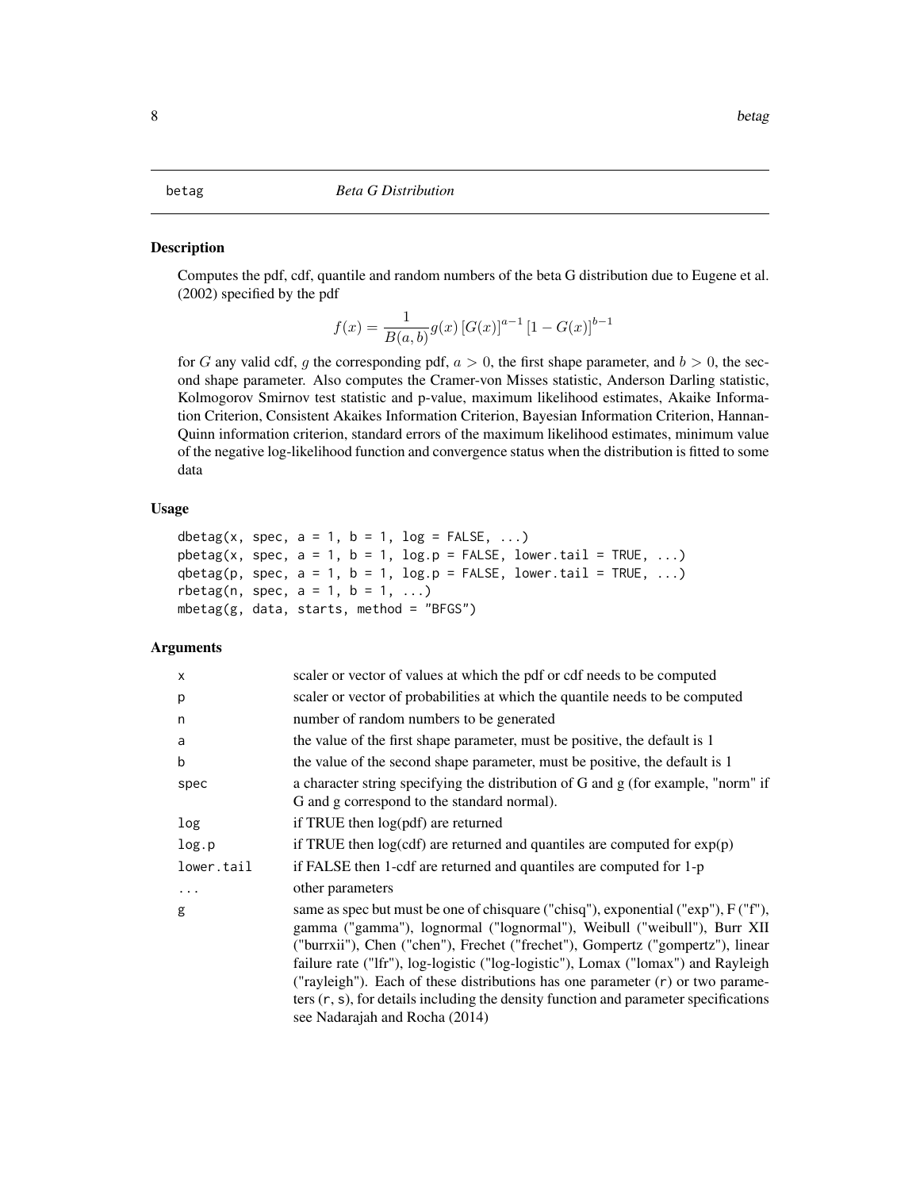# betag *Beta G Distribution*

## Description

Computes the pdf, cdf, quantile and random numbers of the beta G distribution due to Eugene et al. (2002) specified by the pdf

$$f(x) = \frac{1}{B(a,b)} g(x) \left[G(x)\right]^{a-1} \left[1 - G(x)\right]^{b-1}$$

for $G$ any valid cdf, $g$ the corresponding pdf, $a > 0$, the first shape parameter, and $b > 0$, the second shape parameter. Also computes the Cramer-von Misses statistic, Anderson Darling statistic, Kolmogorov Smirnov test statistic and p-value, maximum likelihood estimates, Akaike Information Criterion, Consistent Akaikes Information Criterion, Bayesian Information Criterion, Hannan-Quinn information criterion, standard errors of the maximum likelihood estimates, minimum value of the negative log-likelihood function and convergence status when the distribution is fitted to some data

## Usage

```
dbetag(x, spec, a = 1, b = 1, log = FALSE, ...)
pbetag(x, spec, a = 1, b = 1, log.p = FALSE, lower.tail = TRUE, ...)
qbetag(p, spec, a = 1, b = 1, log.p = FALSE, lower.tail = TRUE, ...)
rbetag(n, spec, a = 1, b = 1, ...)
mbetag(g, data, starts, method = "BFGS")
```

## Arguments

| | |
|---|---|
| `x` | scaler or vector of values at which the pdf or cdf needs to be computed |
| `p` | scaler or vector of probabilities at which the quantile needs to be computed |
| `n` | number of random numbers to be generated |
| `a` | the value of the first shape parameter, must be positive, the default is 1 |
| `b` | the value of the second shape parameter, must be positive, the default is 1 |
| `spec` | a character string specifying the distribution of G and g (for example, "norm" if G and g correspond to the standard normal). |
| `log` | if TRUE then log(pdf) are returned |
| `log.p` | if TRUE then log(cdf) are returned and quantiles are computed for exp(p) |
| `lower.tail` | if FALSE then 1-cdf are returned and quantiles are computed for 1-p |
| `...` | other parameters |
| `g` | same as spec but must be one of chisquare ("chisq"), exponential ("exp"), F ("f"), gamma ("gamma"), lognormal ("lognormal"), Weibull ("weibull"), Burr XII ("burrxii"), Chen ("chen"), Frechet ("frechet"), Gompertz ("gompertz"), linear failure rate ("lfr"), log-logistic ("log-logistic"), Lomax ("lomax") and Rayleigh ("rayleigh"). Each of these distributions has one parameter (`r`) or two parameters (`r`, `s`), for details including the density function and parameter specifications see Nadarajah and Rocha (2014) |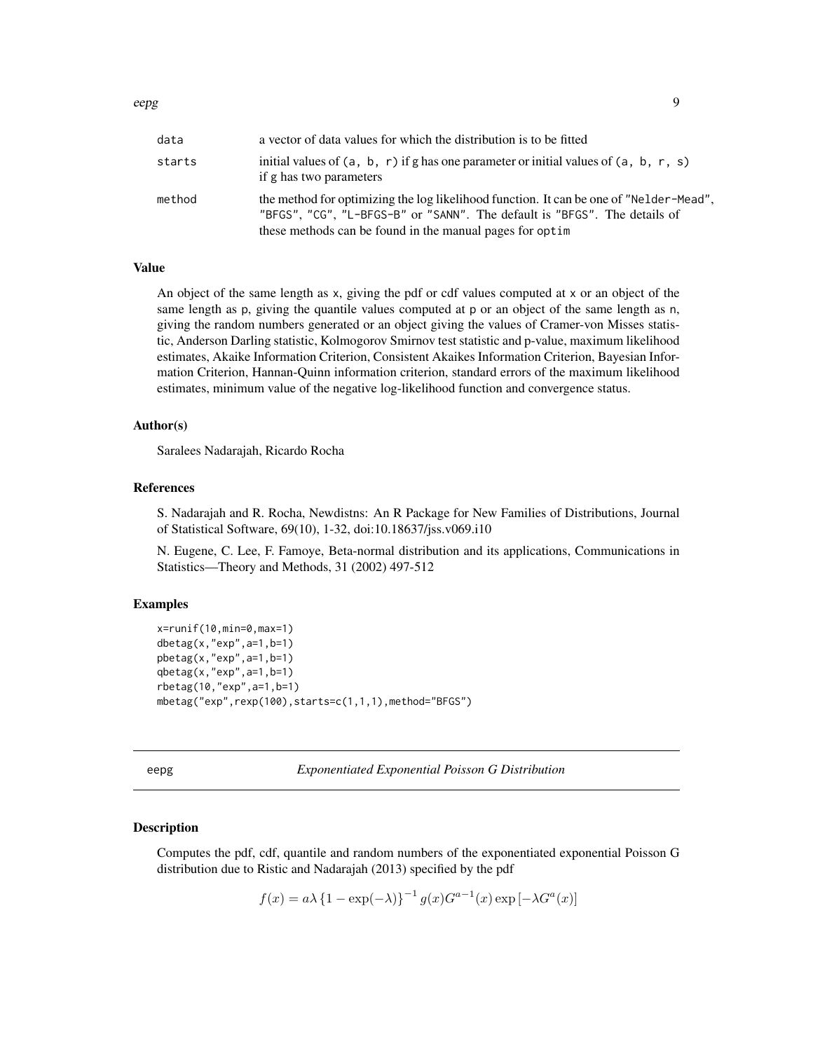| | |
|---|---|
| data | a vector of data values for which the distribution is to be fitted |
| starts | initial values of (a, b, r) if g has one parameter or initial values of (a, b, r, s) if g has two parameters |
| method | the method for optimizing the log likelihood function. It can be one of "Nelder-Mead", "BFGS", "CG", "L-BFGS-B" or "SANN". The default is "BFGS". The details of these methods can be found in the manual pages for optim |

### Value

An object of the same length as x, giving the pdf or cdf values computed at x or an object of the same length as p, giving the quantile values computed at p or an object of the same length as n, giving the random numbers generated or an object giving the values of Cramer-von Misses statistic, Anderson Darling statistic, Kolmogorov Smirnov test statistic and p-value, maximum likelihood estimates, Akaike Information Criterion, Consistent Akaikes Information Criterion, Bayesian Information Criterion, Hannan-Quinn information criterion, standard errors of the maximum likelihood estimates, minimum value of the negative log-likelihood function and convergence status.

### Author(s)

Saralees Nadarajah, Ricardo Rocha

### References

S. Nadarajah and R. Rocha, Newdistns: An R Package for New Families of Distributions, Journal of Statistical Software, 69(10), 1-32, doi:10.18637/jss.v069.i10

N. Eugene, C. Lee, F. Famoye, Beta-normal distribution and its applications, Communications in Statistics—Theory and Methods, 31 (2002) 497-512

### Examples

```
x=runif(10,min=0,max=1)
dbetag(x,"exp",a=1,b=1)
pbetag(x,"exp",a=1,b=1)
qbetag(x,"exp",a=1,b=1)
rbetag(10,"exp",a=1,b=1)
mbetag("exp",rexp(100),starts=c(1,1,1),method="BFGS")
```

## eepg — *Exponentiated Exponential Poisson G Distribution*

### Description

Computes the pdf, cdf, quantile and random numbers of the exponentiated exponential Poisson G distribution due to Ristic and Nadarajah (2013) specified by the pdf

$$f(x) = a\lambda \left\{1 - \exp(-\lambda)\right\}^{-1} g(x) G^{a-1}(x) \exp\left[-\lambda G^a(x)\right]$$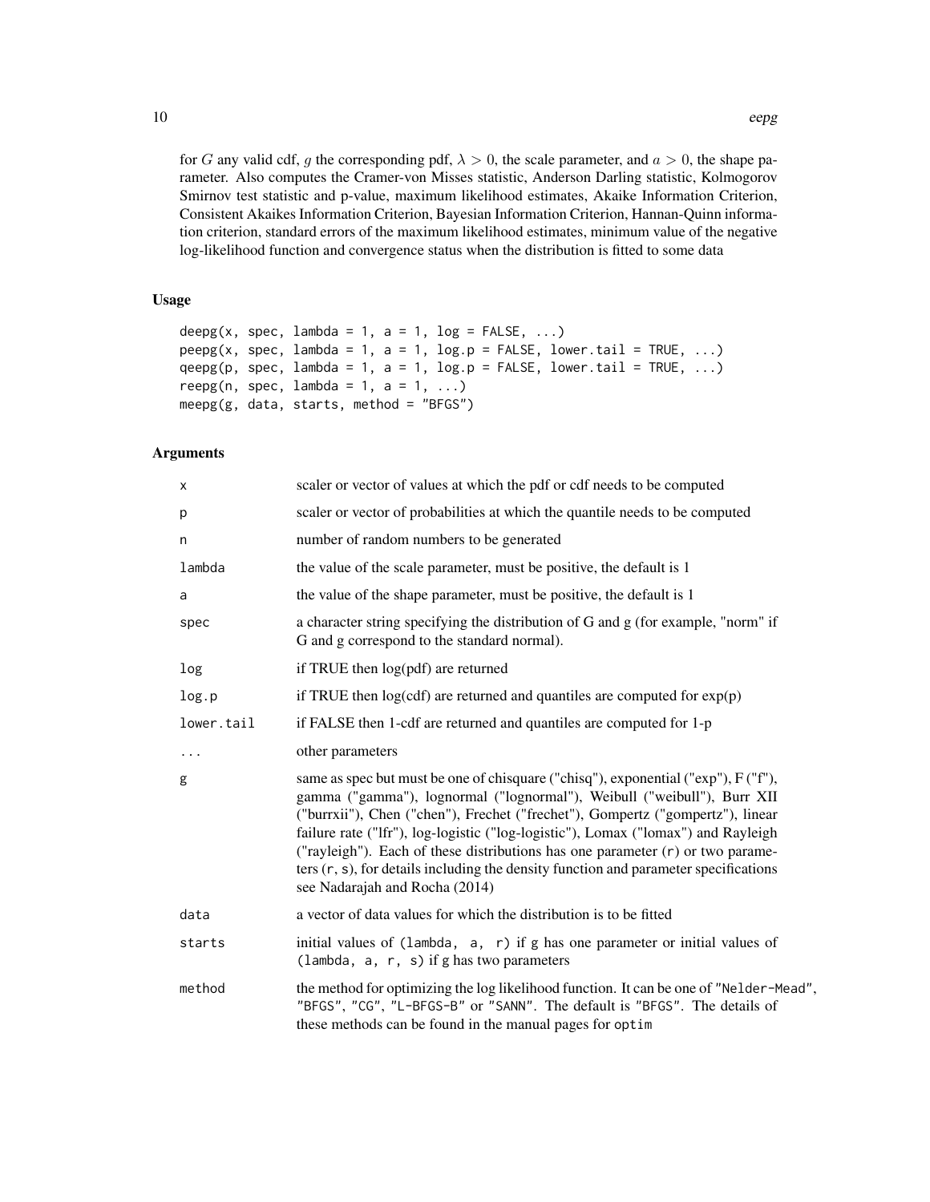for $G$ any valid cdf, $g$ the corresponding pdf, $\lambda > 0$, the scale parameter, and $a > 0$, the shape parameter. Also computes the Cramer-von Misses statistic, Anderson Darling statistic, Kolmogorov Smirnov test statistic and p-value, maximum likelihood estimates, Akaike Information Criterion, Consistent Akaikes Information Criterion, Bayesian Information Criterion, Hannan-Quinn information criterion, standard errors of the maximum likelihood estimates, minimum value of the negative log-likelihood function and convergence status when the distribution is fitted to some data

## Usage

```
deepg(x, spec, lambda = 1, a = 1, log = FALSE, ...)
peepg(x, spec, lambda = 1, a = 1, log.p = FALSE, lower.tail = TRUE, ...)
qeepg(p, spec, lambda = 1, a = 1, log.p = FALSE, lower.tail = TRUE, ...)
reepg(n, spec, lambda = 1, a = 1, ...)
meepg(g, data, starts, method = "BFGS")
```

## Arguments

| | |
|---|---|
| x | scaler or vector of values at which the pdf or cdf needs to be computed |
| p | scaler or vector of probabilities at which the quantile needs to be computed |
| n | number of random numbers to be generated |
| lambda | the value of the scale parameter, must be positive, the default is 1 |
| a | the value of the shape parameter, must be positive, the default is 1 |
| spec | a character string specifying the distribution of G and g (for example, "norm" if G and g correspond to the standard normal). |
| log | if TRUE then log(pdf) are returned |
| log.p | if TRUE then log(cdf) are returned and quantiles are computed for exp(p) |
| lower.tail | if FALSE then 1-cdf are returned and quantiles are computed for 1-p |
| ... | other parameters |
| g | same as spec but must be one of chisquare ("chisq"), exponential ("exp"), F ("f"), gamma ("gamma"), lognormal ("lognormal"), Weibull ("weibull"), Burr XII ("burrxii"), Chen ("chen"), Frechet ("frechet"), Gompertz ("gompertz"), linear failure rate ("lfr"), log-logistic ("log-logistic"), Lomax ("lomax") and Rayleigh ("rayleigh"). Each of these distributions has one parameter (r) or two parameters (r, s), for details including the density function and parameter specifications see Nadarajah and Rocha (2014) |
| data | a vector of data values for which the distribution is to be fitted |
| starts | initial values of (lambda, a, r) if g has one parameter or initial values of (lambda, a, r, s) if g has two parameters |
| method | the method for optimizing the log likelihood function. It can be one of "Nelder-Mead", "BFGS", "CG", "L-BFGS-B" or "SANN". The default is "BFGS". The details of these methods can be found in the manual pages for optim |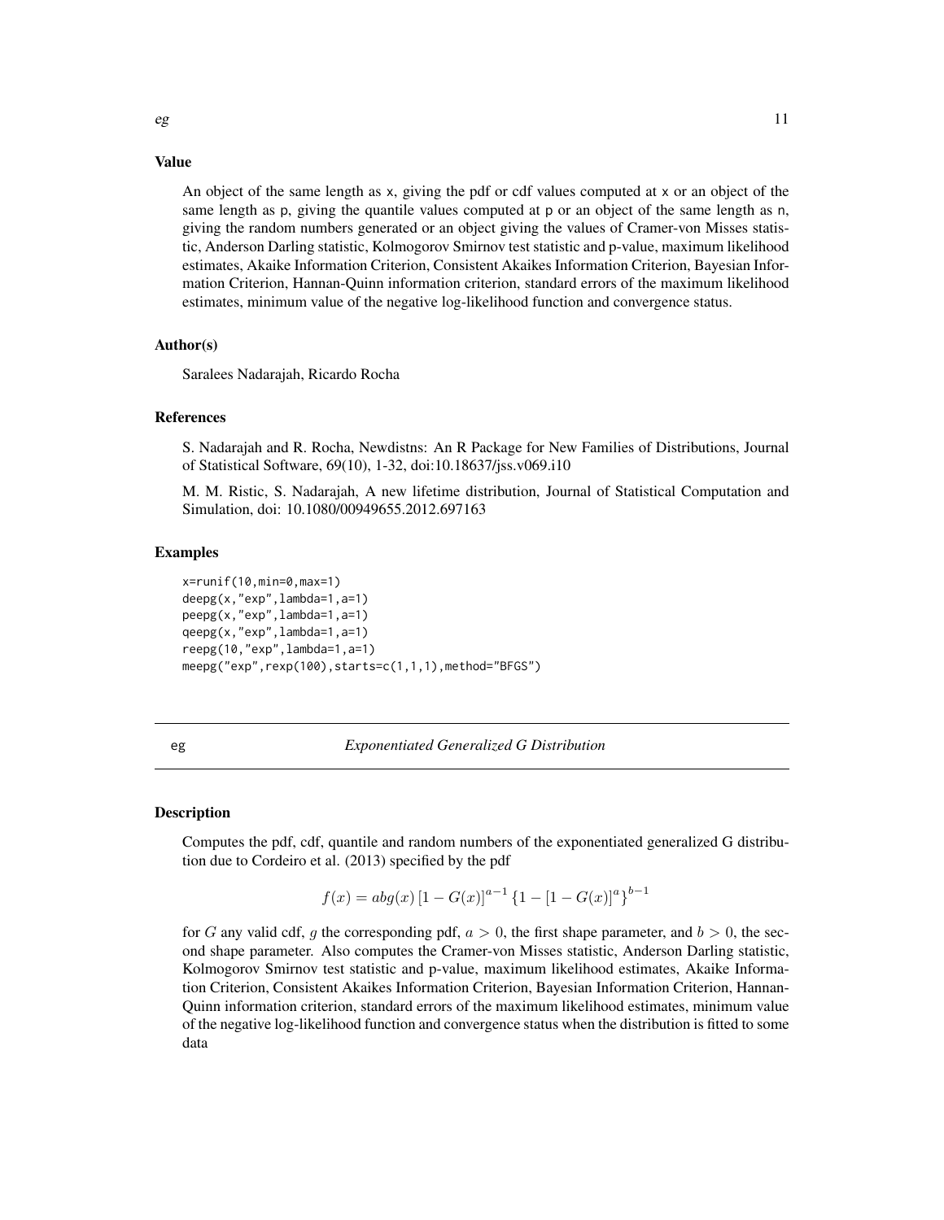### Value

An object of the same length as x, giving the pdf or cdf values computed at x or an object of the same length as p, giving the quantile values computed at p or an object of the same length as n, giving the random numbers generated or an object giving the values of Cramer-von Misses statistic, Anderson Darling statistic, Kolmogorov Smirnov test statistic and p-value, maximum likelihood estimates, Akaike Information Criterion, Consistent Akaikes Information Criterion, Bayesian Information Criterion, Hannan-Quinn information criterion, standard errors of the maximum likelihood estimates, minimum value of the negative log-likelihood function and convergence status.

### Author(s)

Saralees Nadarajah, Ricardo Rocha

### References

S. Nadarajah and R. Rocha, Newdistns: An R Package for New Families of Distributions, Journal of Statistical Software, 69(10), 1-32, doi:10.18637/jss.v069.i10

M. M. Ristic, S. Nadarajah, A new lifetime distribution, Journal of Statistical Computation and Simulation, doi: 10.1080/00949655.2012.697163

### Examples

```
x=runif(10,min=0,max=1)
deepg(x,"exp",lambda=1,a=1)
peepg(x,"exp",lambda=1,a=1)
qeepg(x,"exp",lambda=1,a=1)
reepg(10,"exp",lambda=1,a=1)
meepg("exp",rexp(100),starts=c(1,1,1),method="BFGS")
```

---

## eg — *Exponentiated Generalized G Distribution*

### Description

Computes the pdf, cdf, quantile and random numbers of the exponentiated generalized G distribution due to Cordeiro et al. (2013) specified by the pdf

$$f(x) = abg(x)\left[1 - G(x)\right]^{a-1}\left\{1 - \left[1 - G(x)\right]^{a}\right\}^{b-1}$$

for $G$ any valid cdf, $g$ the corresponding pdf, $a > 0$, the first shape parameter, and $b > 0$, the second shape parameter. Also computes the Cramer-von Misses statistic, Anderson Darling statistic, Kolmogorov Smirnov test statistic and p-value, maximum likelihood estimates, Akaike Information Criterion, Consistent Akaikes Information Criterion, Bayesian Information Criterion, Hannan-Quinn information criterion, standard errors of the maximum likelihood estimates, minimum value of the negative log-likelihood function and convergence status when the distribution is fitted to some data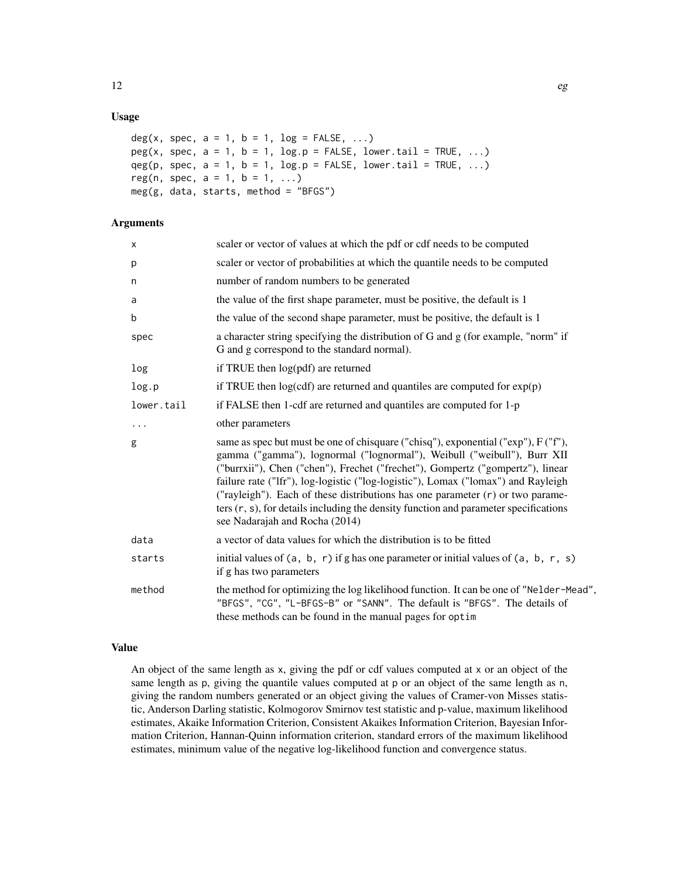## Usage

```
deg(x, spec, a = 1, b = 1, log = FALSE, ...)
peg(x, spec, a = 1, b = 1, log.p = FALSE, lower.tail = TRUE, ...)
qeg(p, spec, a = 1, b = 1, log.p = FALSE, lower.tail = TRUE, ...)
reg(n, spec, a = 1, b = 1, ...)
meg(g, data, starts, method = "BFGS")
```

## Arguments

| | |
|---|---|
| x | scaler or vector of values at which the pdf or cdf needs to be computed |
| p | scaler or vector of probabilities at which the quantile needs to be computed |
| n | number of random numbers to be generated |
| a | the value of the first shape parameter, must be positive, the default is 1 |
| b | the value of the second shape parameter, must be positive, the default is 1 |
| spec | a character string specifying the distribution of G and g (for example, "norm" if G and g correspond to the standard normal). |
| log | if TRUE then log(pdf) are returned |
| log.p | if TRUE then log(cdf) are returned and quantiles are computed for exp(p) |
| lower.tail | if FALSE then 1-cdf are returned and quantiles are computed for 1-p |
| ... | other parameters |
| g | same as spec but must be one of chisquare ("chisq"), exponential ("exp"), F ("f"), gamma ("gamma"), lognormal ("lognormal"), Weibull ("weibull"), Burr XII ("burrxii"), Chen ("chen"), Frechet ("frechet"), Gompertz ("gompertz"), linear failure rate ("lfr"), log-logistic ("log-logistic"), Lomax ("lomax") and Rayleigh ("rayleigh"). Each of these distributions has one parameter (r) or two parameters (r, s), for details including the density function and parameter specifications see Nadarajah and Rocha (2014) |
| data | a vector of data values for which the distribution is to be fitted |
| starts | initial values of (a, b, r) if g has one parameter or initial values of (a, b, r, s) if g has two parameters |
| method | the method for optimizing the log likelihood function. It can be one of "Nelder-Mead", "BFGS", "CG", "L-BFGS-B" or "SANN". The default is "BFGS". The details of these methods can be found in the manual pages for optim |

## Value

An object of the same length as x, giving the pdf or cdf values computed at x or an object of the same length as p, giving the quantile values computed at p or an object of the same length as n, giving the random numbers generated or an object giving the values of Cramer-von Misses statistic, Anderson Darling statistic, Kolmogorov Smirnov test statistic and p-value, maximum likelihood estimates, Akaike Information Criterion, Consistent Akaikes Information Criterion, Bayesian Information Criterion, Hannan-Quinn information criterion, standard errors of the maximum likelihood estimates, minimum value of the negative log-likelihood function and convergence status.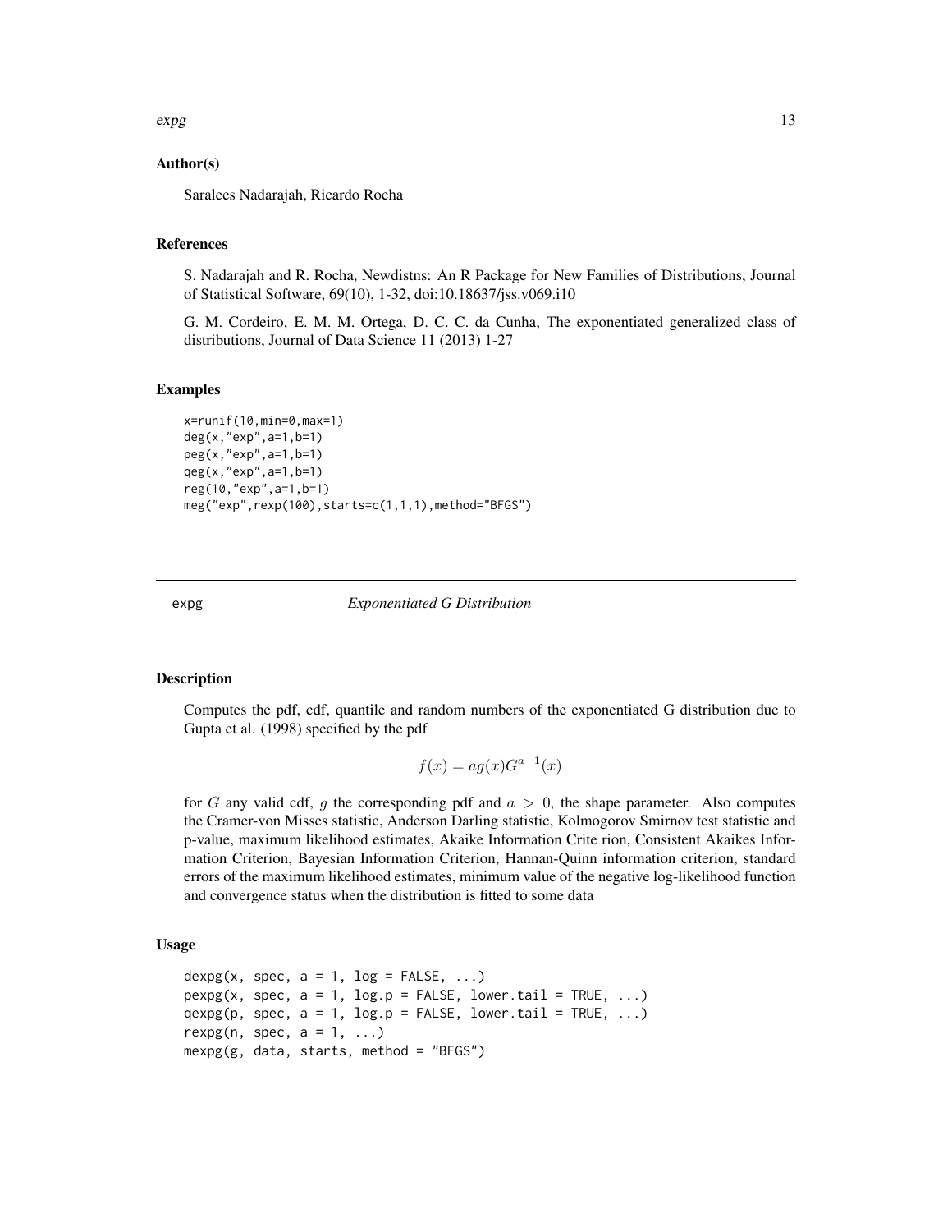### Author(s)

Saralees Nadarajah, Ricardo Rocha

### References

S. Nadarajah and R. Rocha, Newdistns: An R Package for New Families of Distributions, Journal of Statistical Software, 69(10), 1-32, doi:10.18637/jss.v069.i10

G. M. Cordeiro, E. M. M. Ortega, D. C. C. da Cunha, The exponentiated generalized class of distributions, Journal of Data Science 11 (2013) 1-27

### Examples

```
x=runif(10,min=0,max=1)
deg(x,"exp",a=1,b=1)
peg(x,"exp",a=1,b=1)
qeg(x,"exp",a=1,b=1)
reg(10,"exp",a=1,b=1)
meg("exp",rexp(100),starts=c(1,1,1),method="BFGS")
```

---

## expg — *Exponentiated G Distribution*

### Description

Computes the pdf, cdf, quantile and random numbers of the exponentiated G distribution due to Gupta et al. (1998) specified by the pdf

$$f(x) = ag(x)G^{a-1}(x)$$

for $G$ any valid cdf, $g$ the corresponding pdf and $a > 0$, the shape parameter. Also computes the Cramer-von Misses statistic, Anderson Darling statistic, Kolmogorov Smirnov test statistic and p-value, maximum likelihood estimates, Akaike Information Crite rion, Consistent Akaikes Information Criterion, Bayesian Information Criterion, Hannan-Quinn information criterion, standard errors of the maximum likelihood estimates, minimum value of the negative log-likelihood function and convergence status when the distribution is fitted to some data

### Usage

```
dexpg(x, spec, a = 1, log = FALSE, ...)
pexpg(x, spec, a = 1, log.p = FALSE, lower.tail = TRUE, ...)
qexpg(p, spec, a = 1, log.p = FALSE, lower.tail = TRUE, ...)
rexpg(n, spec, a = 1, ...)
mexpg(g, data, starts, method = "BFGS")
```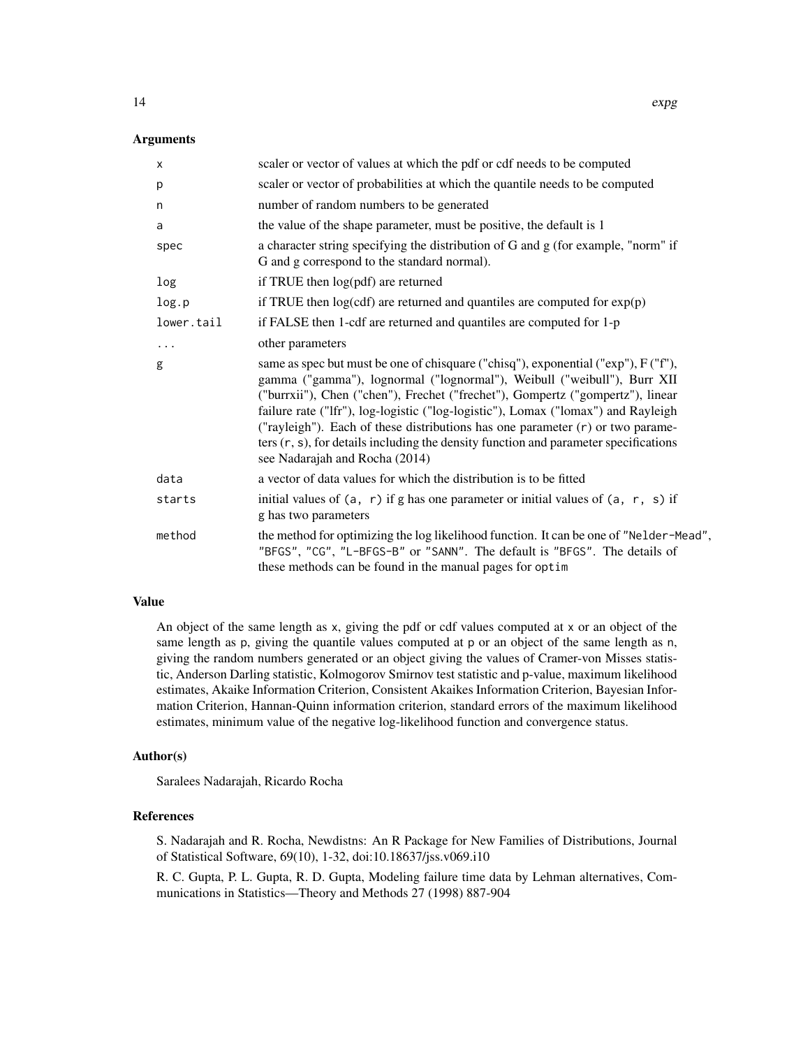### Arguments

| | |
|---|---|
| `x` | scaler or vector of values at which the pdf or cdf needs to be computed |
| `p` | scaler or vector of probabilities at which the quantile needs to be computed |
| `n` | number of random numbers to be generated |
| `a` | the value of the shape parameter, must be positive, the default is 1 |
| `spec` | a character string specifying the distribution of G and g (for example, "norm" if G and g correspond to the standard normal). |
| `log` | if TRUE then log(pdf) are returned |
| `log.p` | if TRUE then log(cdf) are returned and quantiles are computed for exp(p) |
| `lower.tail` | if FALSE then 1-cdf are returned and quantiles are computed for 1-p |
| `...` | other parameters |
| `g` | same as spec but must be one of chisquare ("chisq"), exponential ("exp"), F ("f"), gamma ("gamma"), lognormal ("lognormal"), Weibull ("weibull"), Burr XII ("burrxii"), Chen ("chen"), Frechet ("frechet"), Gompertz ("gompertz"), linear failure rate ("lfr"), log-logistic ("log-logistic"), Lomax ("lomax") and Rayleigh ("rayleigh"). Each of these distributions has one parameter (`r`) or two parameters (`r, s`), for details including the density function and parameter specifications see Nadarajah and Rocha (2014) |
| `data` | a vector of data values for which the distribution is to be fitted |
| `starts` | initial values of `(a, r)` if g has one parameter or initial values of `(a, r, s)` if g has two parameters |
| `method` | the method for optimizing the log likelihood function. It can be one of `"Nelder-Mead"`, `"BFGS"`, `"CG"`, `"L-BFGS-B"` or `"SANN"`. The default is `"BFGS"`. The details of these methods can be found in the manual pages for `optim` |

### Value

An object of the same length as `x`, giving the pdf or cdf values computed at `x` or an object of the same length as `p`, giving the quantile values computed at `p` or an object of the same length as `n`, giving the random numbers generated or an object giving the values of Cramer-von Misses statistic, Anderson Darling statistic, Kolmogorov Smirnov test statistic and p-value, maximum likelihood estimates, Akaike Information Criterion, Consistent Akaikes Information Criterion, Bayesian Information Criterion, Hannan-Quinn information criterion, standard errors of the maximum likelihood estimates, minimum value of the negative log-likelihood function and convergence status.

### Author(s)

Saralees Nadarajah, Ricardo Rocha

### References

S. Nadarajah and R. Rocha, Newdistns: An R Package for New Families of Distributions, Journal of Statistical Software, 69(10), 1-32, doi:10.18637/jss.v069.i10

R. C. Gupta, P. L. Gupta, R. D. Gupta, Modeling failure time data by Lehman alternatives, Communications in Statistics—Theory and Methods 27 (1998) 887-904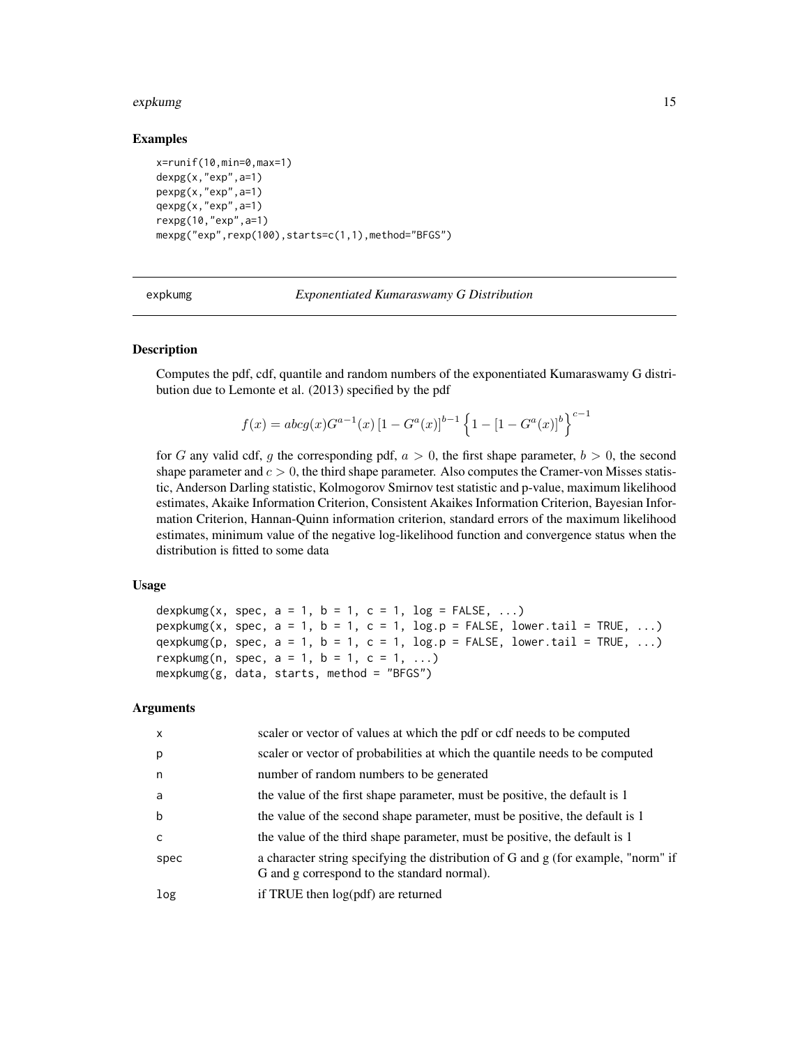## Examples

```
x=runif(10,min=0,max=1)
dexpg(x,"exp",a=1)
pexpg(x,"exp",a=1)
qexpg(x,"exp",a=1)
rexpg(10,"exp",a=1)
mexpg("exp",rexp(100),starts=c(1,1),method="BFGS")
```

---

# expkumg — *Exponentiated Kumaraswamy G Distribution*

## Description

Computes the pdf, cdf, quantile and random numbers of the exponentiated Kumaraswamy G distribution due to Lemonte et al. (2013) specified by the pdf

$$f(x) = abcg(x)G^{a-1}(x)\left[1 - G^a(x)\right]^{b-1}\left\{1 - \left[1 - G^a(x)\right]^b\right\}^{c-1}$$

for $G$ any valid cdf, $g$ the corresponding pdf, $a > 0$, the first shape parameter, $b > 0$, the second shape parameter and $c > 0$, the third shape parameter. Also computes the Cramer-von Misses statistic, Anderson Darling statistic, Kolmogorov Smirnov test statistic and p-value, maximum likelihood estimates, Akaike Information Criterion, Consistent Akaikes Information Criterion, Bayesian Information Criterion, Hannan-Quinn information criterion, standard errors of the maximum likelihood estimates, minimum value of the negative log-likelihood function and convergence status when the distribution is fitted to some data

## Usage

```
dexpkumg(x, spec, a = 1, b = 1, c = 1, log = FALSE, ...)
pexpkumg(x, spec, a = 1, b = 1, c = 1, log.p = FALSE, lower.tail = TRUE, ...)
qexpkumg(p, spec, a = 1, b = 1, c = 1, log.p = FALSE, lower.tail = TRUE, ...)
rexpkumg(n, spec, a = 1, b = 1, c = 1, ...)
mexpkumg(g, data, starts, method = "BFGS")
```

## Arguments

| | |
|---|---|
| x | scaler or vector of values at which the pdf or cdf needs to be computed |
| p | scaler or vector of probabilities at which the quantile needs to be computed |
| n | number of random numbers to be generated |
| a | the value of the first shape parameter, must be positive, the default is 1 |
| b | the value of the second shape parameter, must be positive, the default is 1 |
| c | the value of the third shape parameter, must be positive, the default is 1 |
| spec | a character string specifying the distribution of G and g (for example, "norm" if G and g correspond to the standard normal). |
| log | if TRUE then log(pdf) are returned |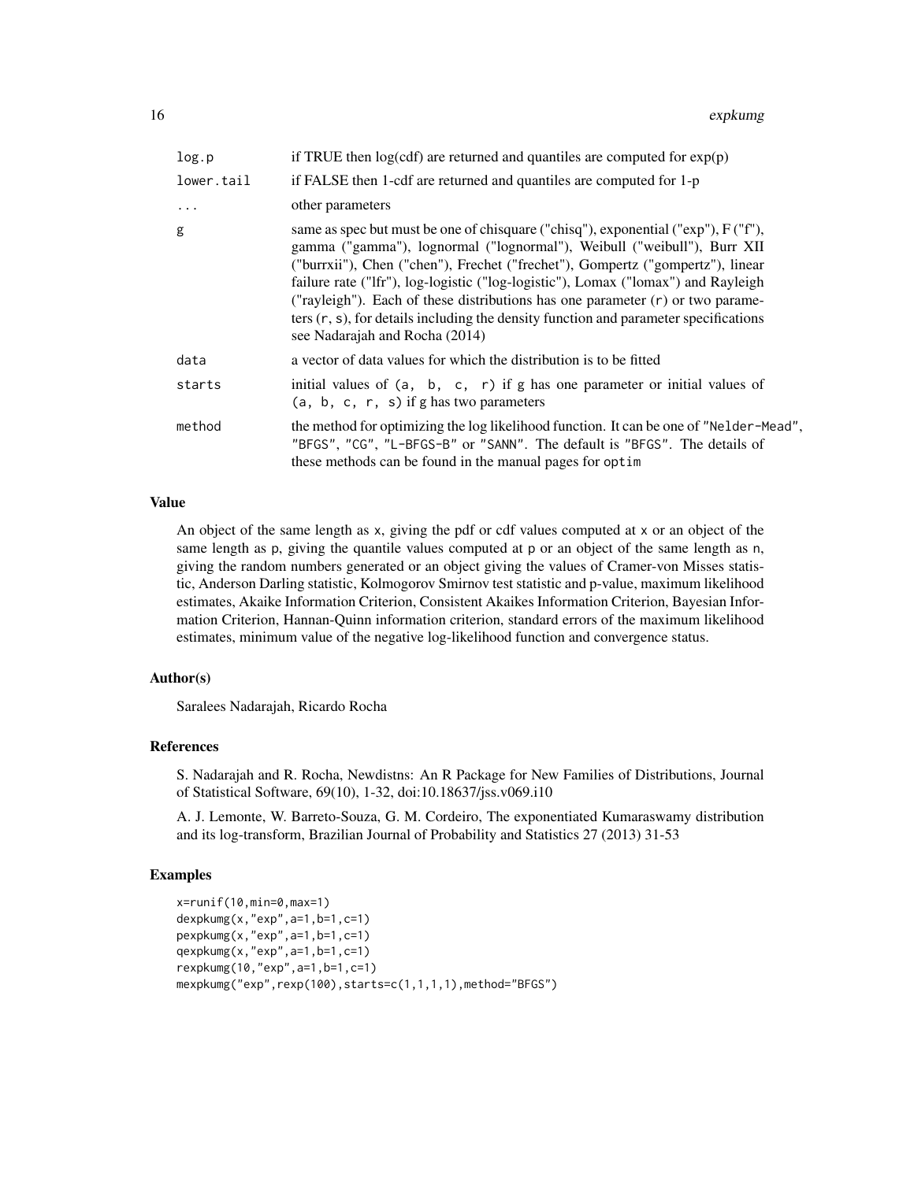| | |
|---|---|
| log.p | if TRUE then log(cdf) are returned and quantiles are computed for exp(p) |
| lower.tail | if FALSE then 1-cdf are returned and quantiles are computed for 1-p |
| ... | other parameters |
| g | same as spec but must be one of chisquare ("chisq"), exponential ("exp"), F ("f"), gamma ("gamma"), lognormal ("lognormal"), Weibull ("weibull"), Burr XII ("burrxii"), Chen ("chen"), Frechet ("frechet"), Gompertz ("gompertz"), linear failure rate ("lfr"), log-logistic ("log-logistic"), Lomax ("lomax") and Rayleigh ("rayleigh"). Each of these distributions has one parameter (r) or two parameters (r, s), for details including the density function and parameter specifications see Nadarajah and Rocha (2014) |
| data | a vector of data values for which the distribution is to be fitted |
| starts | initial values of (a, b, c, r) if g has one parameter or initial values of (a, b, c, r, s) if g has two parameters |
| method | the method for optimizing the log likelihood function. It can be one of "Nelder-Mead", "BFGS", "CG", "L-BFGS-B" or "SANN". The default is "BFGS". The details of these methods can be found in the manual pages for optim |

## Value

An object of the same length as x, giving the pdf or cdf values computed at x or an object of the same length as p, giving the quantile values computed at p or an object of the same length as n, giving the random numbers generated or an object giving the values of Cramer-von Misses statistic, Anderson Darling statistic, Kolmogorov Smirnov test statistic and p-value, maximum likelihood estimates, Akaike Information Criterion, Consistent Akaikes Information Criterion, Bayesian Information Criterion, Hannan-Quinn information criterion, standard errors of the maximum likelihood estimates, minimum value of the negative log-likelihood function and convergence status.

## Author(s)

Saralees Nadarajah, Ricardo Rocha

## References

S. Nadarajah and R. Rocha, Newdistns: An R Package for New Families of Distributions, Journal of Statistical Software, 69(10), 1-32, doi:10.18637/jss.v069.i10

A. J. Lemonte, W. Barreto-Souza, G. M. Cordeiro, The exponentiated Kumaraswamy distribution and its log-transform, Brazilian Journal of Probability and Statistics 27 (2013) 31-53

## Examples

```
x=runif(10,min=0,max=1)
dexpkumg(x,"exp",a=1,b=1,c=1)
pexpkumg(x,"exp",a=1,b=1,c=1)
qexpkumg(x,"exp",a=1,b=1,c=1)
rexpkumg(10,"exp",a=1,b=1,c=1)
mexpkumg("exp",rexp(100),starts=c(1,1,1,1),method="BFGS")
```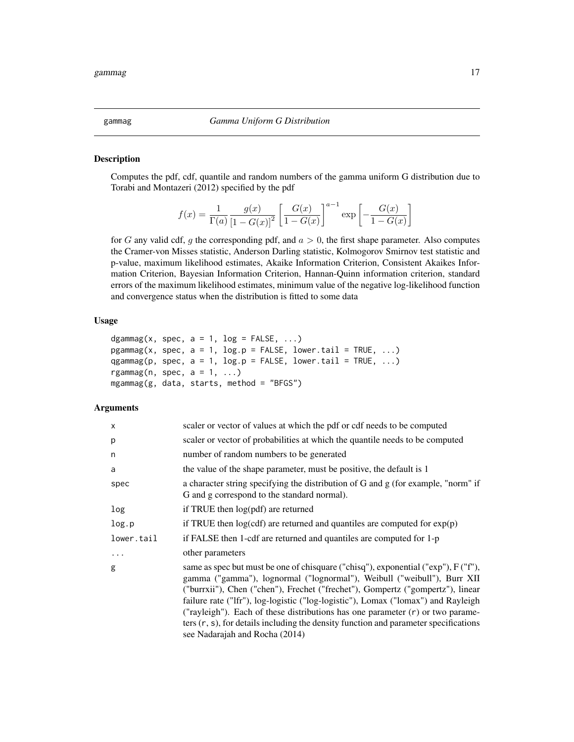## gammag — *Gamma Uniform G Distribution*

### Description

Computes the pdf, cdf, quantile and random numbers of the gamma uniform G distribution due to Torabi and Montazeri (2012) specified by the pdf

$$f(x) = \frac{1}{\Gamma(a)} \frac{g(x)}{[1 - G(x)]^2} \left[ \frac{G(x)}{1 - G(x)} \right]^{a-1} \exp\left[ -\frac{G(x)}{1 - G(x)} \right]$$

for $G$ any valid cdf, $g$ the corresponding pdf, and $a > 0$, the first shape parameter. Also computes the Cramer-von Misses statistic, Anderson Darling statistic, Kolmogorov Smirnov test statistic and p-value, maximum likelihood estimates, Akaike Information Criterion, Consistent Akaikes Information Criterion, Bayesian Information Criterion, Hannan-Quinn information criterion, standard errors of the maximum likelihood estimates, minimum value of the negative log-likelihood function and convergence status when the distribution is fitted to some data

### Usage

```
dgammag(x, spec, a = 1, log = FALSE, ...)
pgammag(x, spec, a = 1, log.p = FALSE, lower.tail = TRUE, ...)
qgammag(p, spec, a = 1, log.p = FALSE, lower.tail = TRUE, ...)
rgammag(n, spec, a = 1, ...)
mgammag(g, data, starts, method = "BFGS")
```

### Arguments

| | |
|---|---|
| `x` | scaler or vector of values at which the pdf or cdf needs to be computed |
| `p` | scaler or vector of probabilities at which the quantile needs to be computed |
| `n` | number of random numbers to be generated |
| `a` | the value of the shape parameter, must be positive, the default is 1 |
| `spec` | a character string specifying the distribution of G and g (for example, "norm" if G and g correspond to the standard normal). |
| `log` | if TRUE then log(pdf) are returned |
| `log.p` | if TRUE then log(cdf) are returned and quantiles are computed for exp(p) |
| `lower.tail` | if FALSE then 1-cdf are returned and quantiles are computed for 1-p |
| `...` | other parameters |
| `g` | same as spec but must be one of chisquare ("chisq"), exponential ("exp"), F ("f"), gamma ("gamma"), lognormal ("lognormal"), Weibull ("weibull"), Burr XII ("burrxii"), Chen ("chen"), Frechet ("frechet"), Gompertz ("gompertz"), linear failure rate ("lfr"), log-logistic ("log-logistic"), Lomax ("lomax") and Rayleigh ("rayleigh"). Each of these distributions has one parameter (`r`) or two parameters (`r`, `s`), for details including the density function and parameter specifications see Nadarajah and Rocha (2014) |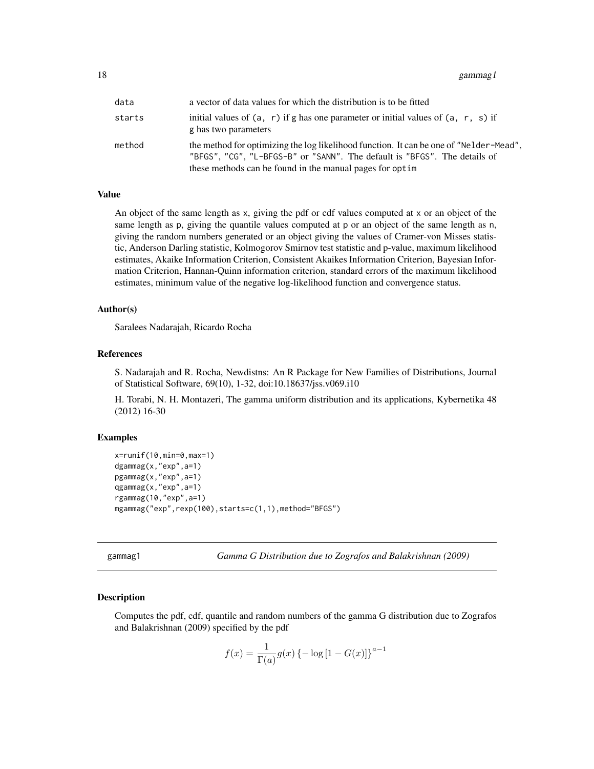| | |
|---|---|
| data | a vector of data values for which the distribution is to be fitted |
| starts | initial values of (a, r) if g has one parameter or initial values of (a, r, s) if g has two parameters |
| method | the method for optimizing the log likelihood function. It can be one of "Nelder-Mead", "BFGS", "CG", "L-BFGS-B" or "SANN". The default is "BFGS". The details of these methods can be found in the manual pages for optim |

### Value

An object of the same length as x, giving the pdf or cdf values computed at x or an object of the same length as p, giving the quantile values computed at p or an object of the same length as n, giving the random numbers generated or an object giving the values of Cramer-von Misses statistic, Anderson Darling statistic, Kolmogorov Smirnov test statistic and p-value, maximum likelihood estimates, Akaike Information Criterion, Consistent Akaikes Information Criterion, Bayesian Information Criterion, Hannan-Quinn information criterion, standard errors of the maximum likelihood estimates, minimum value of the negative log-likelihood function and convergence status.

### Author(s)

Saralees Nadarajah, Ricardo Rocha

### References

S. Nadarajah and R. Rocha, Newdistns: An R Package for New Families of Distributions, Journal of Statistical Software, 69(10), 1-32, doi:10.18637/jss.v069.i10

H. Torabi, N. H. Montazeri, The gamma uniform distribution and its applications, Kybernetika 48 (2012) 16-30

### Examples

```
x=runif(10,min=0,max=1)
dgammag(x,"exp",a=1)
pgammag(x,"exp",a=1)
qgammag(x,"exp",a=1)
rgammag(10,"exp",a=1)
mgammag("exp",rexp(100),starts=c(1,1),method="BFGS")
```

## gammag1 — *Gamma G Distribution due to Zografos and Balakrishnan (2009)*

### Description

Computes the pdf, cdf, quantile and random numbers of the gamma G distribution due to Zografos and Balakrishnan (2009) specified by the pdf

$$f(x) = \frac{1}{\Gamma(a)} g(x) \left\{-\log\left[1 - G(x)\right]\right\}^{a-1}$$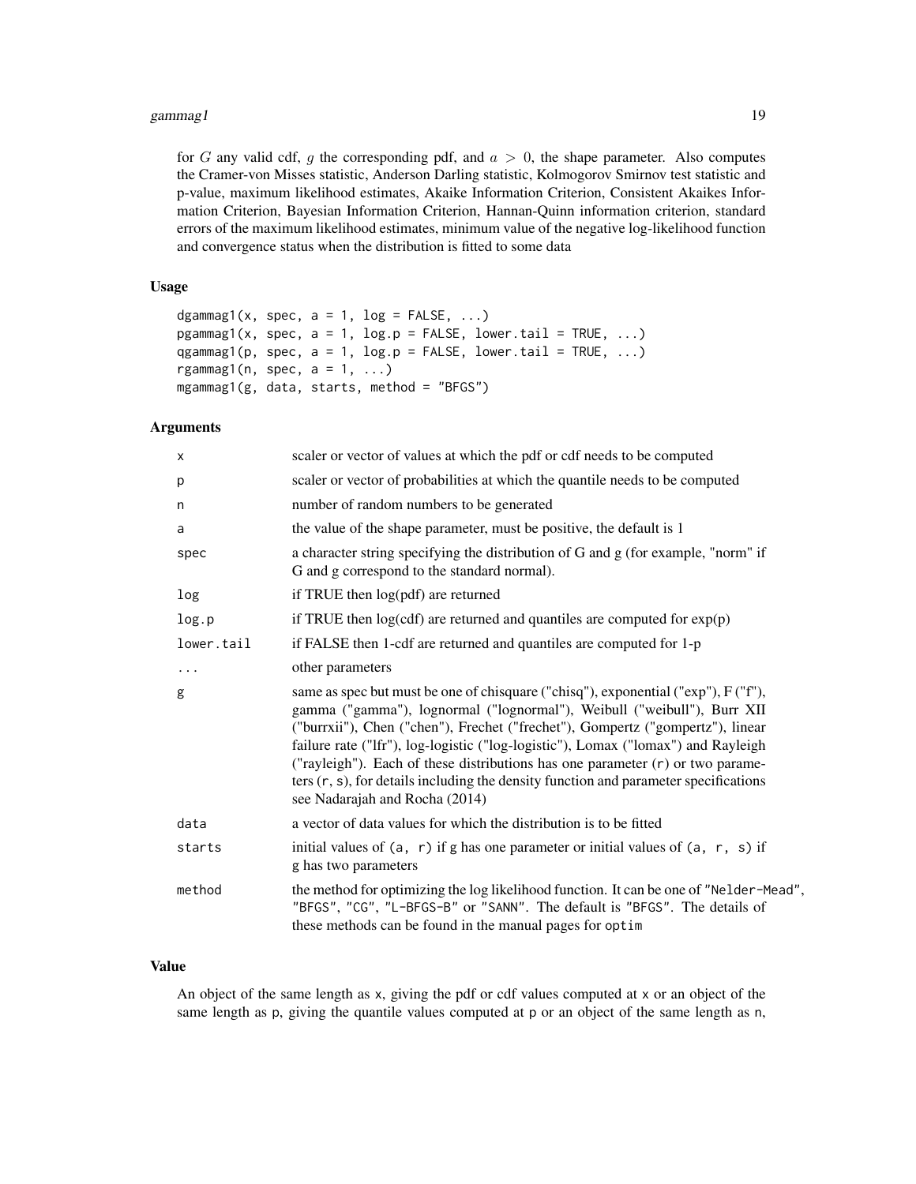for $G$ any valid cdf, $g$ the corresponding pdf, and $a > 0$, the shape parameter. Also computes the Cramer-von Misses statistic, Anderson Darling statistic, Kolmogorov Smirnov test statistic and p-value, maximum likelihood estimates, Akaike Information Criterion, Consistent Akaikes Information Criterion, Bayesian Information Criterion, Hannan-Quinn information criterion, standard errors of the maximum likelihood estimates, minimum value of the negative log-likelihood function and convergence status when the distribution is fitted to some data

### Usage

```
dgammag1(x, spec, a = 1, log = FALSE, ...)
pgammag1(x, spec, a = 1, log.p = FALSE, lower.tail = TRUE, ...)
qgammag1(p, spec, a = 1, log.p = FALSE, lower.tail = TRUE, ...)
rgammag1(n, spec, a = 1, ...)
mgammag1(g, data, starts, method = "BFGS")
```

### Arguments

| | |
|---|---|
| `x` | scaler or vector of values at which the pdf or cdf needs to be computed |
| `p` | scaler or vector of probabilities at which the quantile needs to be computed |
| `n` | number of random numbers to be generated |
| `a` | the value of the shape parameter, must be positive, the default is 1 |
| `spec` | a character string specifying the distribution of G and g (for example, "norm" if G and g correspond to the standard normal). |
| `log` | if TRUE then log(pdf) are returned |
| `log.p` | if TRUE then log(cdf) are returned and quantiles are computed for exp(p) |
| `lower.tail` | if FALSE then 1-cdf are returned and quantiles are computed for 1-p |
| `...` | other parameters |
| `g` | same as spec but must be one of chisquare ("chisq"), exponential ("exp"), F ("f"), gamma ("gamma"), lognormal ("lognormal"), Weibull ("weibull"), Burr XII ("burrxii"), Chen ("chen"), Frechet ("frechet"), Gompertz ("gompertz"), linear failure rate ("lfr"), log-logistic ("log-logistic"), Lomax ("lomax") and Rayleigh ("rayleigh"). Each of these distributions has one parameter (`r`) or two parameters (`r`, `s`), for details including the density function and parameter specifications see Nadarajah and Rocha (2014) |
| `data` | a vector of data values for which the distribution is to be fitted |
| `starts` | initial values of `(a, r)` if g has one parameter or initial values of `(a, r, s)` if g has two parameters |
| `method` | the method for optimizing the log likelihood function. It can be one of `"Nelder-Mead"`, `"BFGS"`, `"CG"`, `"L-BFGS-B"` or `"SANN"`. The default is `"BFGS"`. The details of these methods can be found in the manual pages for `optim` |

### Value

An object of the same length as `x`, giving the pdf or cdf values computed at `x` or an object of the same length as `p`, giving the quantile values computed at `p` or an object of the same length as `n`,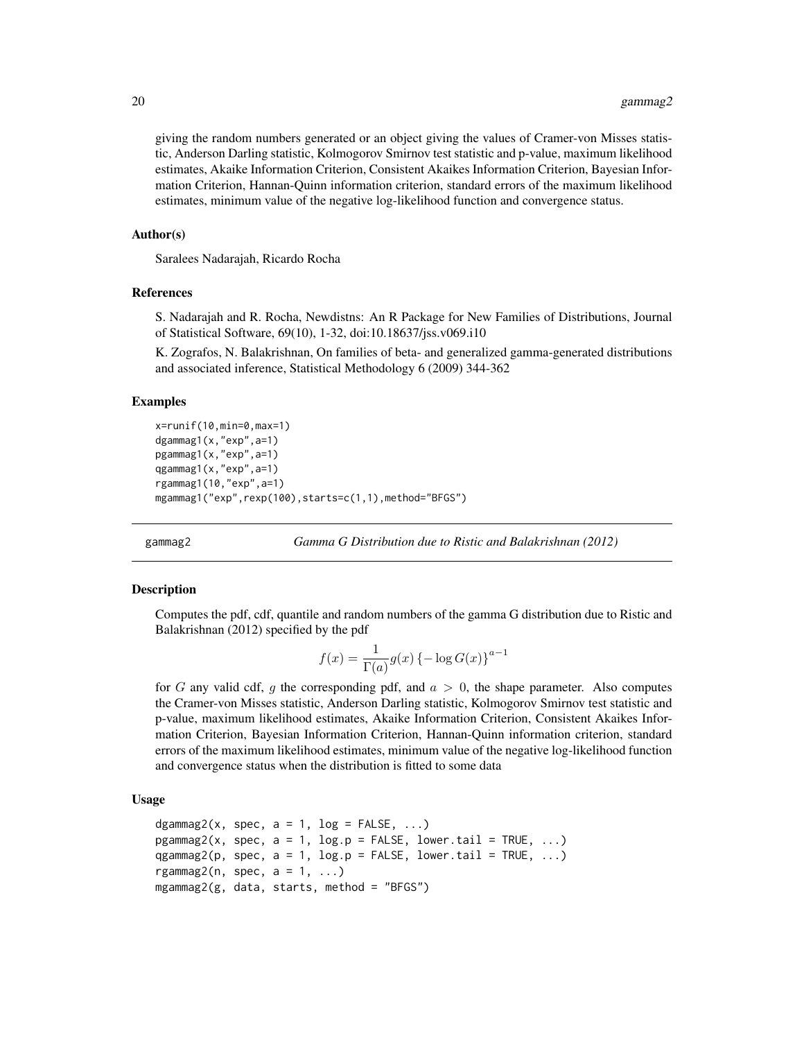giving the random numbers generated or an object giving the values of Cramer-von Misses statistic, Anderson Darling statistic, Kolmogorov Smirnov test statistic and p-value, maximum likelihood estimates, Akaike Information Criterion, Consistent Akaikes Information Criterion, Bayesian Information Criterion, Hannan-Quinn information criterion, standard errors of the maximum likelihood estimates, minimum value of the negative log-likelihood function and convergence status.

### Author(s)

Saralees Nadarajah, Ricardo Rocha

### References

S. Nadarajah and R. Rocha, Newdistns: An R Package for New Families of Distributions, Journal of Statistical Software, 69(10), 1-32, doi:10.18637/jss.v069.i10

K. Zografos, N. Balakrishnan, On families of beta- and generalized gamma-generated distributions and associated inference, Statistical Methodology 6 (2009) 344-362

### Examples

```
x=runif(10,min=0,max=1)
dgammag1(x,"exp",a=1)
pgammag1(x,"exp",a=1)
qgammag1(x,"exp",a=1)
rgammag1(10,"exp",a=1)
mgammag1("exp",rexp(100),starts=c(1,1),method="BFGS")
```

---

## gammag2 — *Gamma G Distribution due to Ristic and Balakrishnan (2012)*

### Description

Computes the pdf, cdf, quantile and random numbers of the gamma G distribution due to Ristic and Balakrishnan (2012) specified by the pdf

$$f(x) = \frac{1}{\Gamma(a)} g(x) \left\{ -\log G(x) \right\}^{a-1}$$

for $G$ any valid cdf, $g$ the corresponding pdf, and $a > 0$, the shape parameter. Also computes the Cramer-von Misses statistic, Anderson Darling statistic, Kolmogorov Smirnov test statistic and p-value, maximum likelihood estimates, Akaike Information Criterion, Consistent Akaikes Information Criterion, Bayesian Information Criterion, Hannan-Quinn information criterion, standard errors of the maximum likelihood estimates, minimum value of the negative log-likelihood function and convergence status when the distribution is fitted to some data

### Usage

```
dgammag2(x, spec, a = 1, log = FALSE, ...)
pgammag2(x, spec, a = 1, log.p = FALSE, lower.tail = TRUE, ...)
qgammag2(p, spec, a = 1, log.p = FALSE, lower.tail = TRUE, ...)
rgammag2(n, spec, a = 1, ...)
mgammag2(g, data, starts, method = "BFGS")
```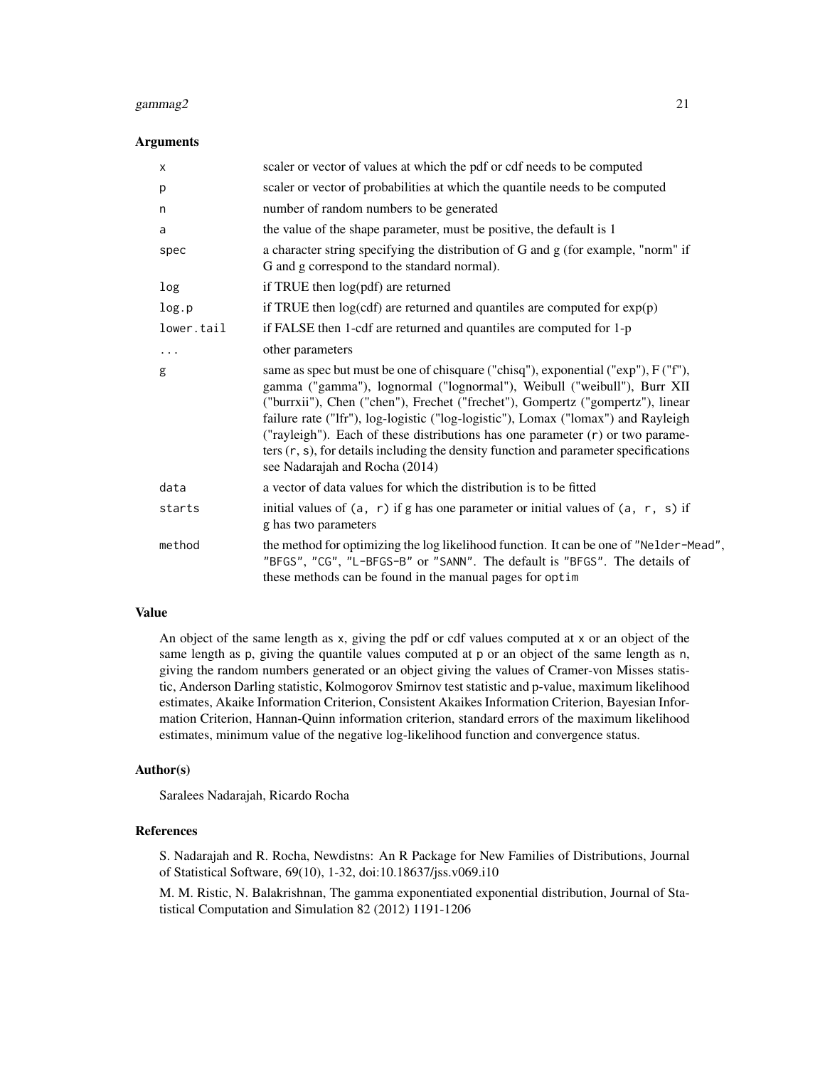### Arguments

| | |
|---|---|
| `x` | scaler or vector of values at which the pdf or cdf needs to be computed |
| `p` | scaler or vector of probabilities at which the quantile needs to be computed |
| `n` | number of random numbers to be generated |
| `a` | the value of the shape parameter, must be positive, the default is 1 |
| `spec` | a character string specifying the distribution of G and g (for example, "norm" if G and g correspond to the standard normal). |
| `log` | if TRUE then log(pdf) are returned |
| `log.p` | if TRUE then log(cdf) are returned and quantiles are computed for exp(p) |
| `lower.tail` | if FALSE then 1-cdf are returned and quantiles are computed for 1-p |
| `...` | other parameters |
| `g` | same as spec but must be one of chisquare ("chisq"), exponential ("exp"), F ("f"), gamma ("gamma"), lognormal ("lognormal"), Weibull ("weibull"), Burr XII ("burrxii"), Chen ("chen"), Frechet ("frechet"), Gompertz ("gompertz"), linear failure rate ("lfr"), log-logistic ("log-logistic"), Lomax ("lomax") and Rayleigh ("rayleigh"). Each of these distributions has one parameter (`r`) or two parameters (`r, s`), for details including the density function and parameter specifications see Nadarajah and Rocha (2014) |
| `data` | a vector of data values for which the distribution is to be fitted |
| `starts` | initial values of `(a, r)` if g has one parameter or initial values of `(a, r, s)` if g has two parameters |
| `method` | the method for optimizing the log likelihood function. It can be one of `"Nelder-Mead"`, `"BFGS"`, `"CG"`, `"L-BFGS-B"` or `"SANN"`. The default is `"BFGS"`. The details of these methods can be found in the manual pages for `optim` |

### Value

An object of the same length as `x`, giving the pdf or cdf values computed at `x` or an object of the same length as `p`, giving the quantile values computed at `p` or an object of the same length as `n`, giving the random numbers generated or an object giving the values of Cramer-von Misses statistic, Anderson Darling statistic, Kolmogorov Smirnov test statistic and p-value, maximum likelihood estimates, Akaike Information Criterion, Consistent Akaikes Information Criterion, Bayesian Information Criterion, Hannan-Quinn information criterion, standard errors of the maximum likelihood estimates, minimum value of the negative log-likelihood function and convergence status.

### Author(s)

Saralees Nadarajah, Ricardo Rocha

### References

S. Nadarajah and R. Rocha, Newdistns: An R Package for New Families of Distributions, Journal of Statistical Software, 69(10), 1-32, doi:10.18637/jss.v069.i10

M. M. Ristic, N. Balakrishnan, The gamma exponentiated exponential distribution, Journal of Statistical Computation and Simulation 82 (2012) 1191-1206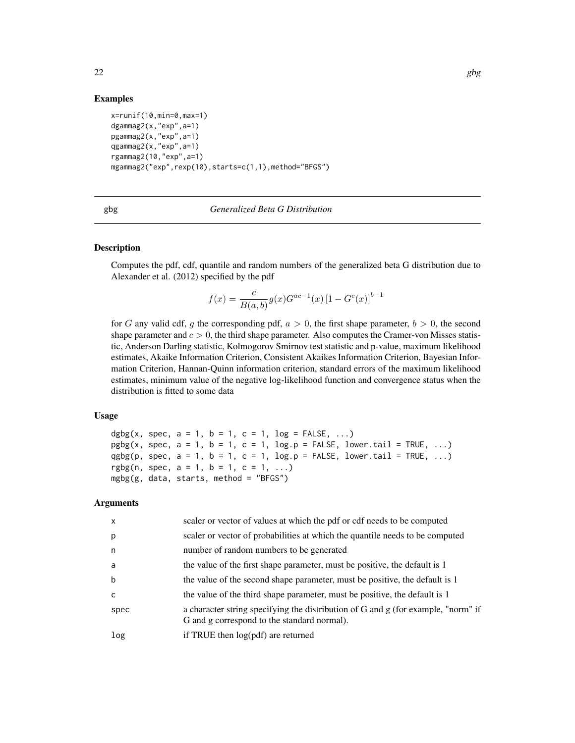## Examples

```
x=runif(10,min=0,max=1)
dgammag2(x,"exp",a=1)
pgammag2(x,"exp",a=1)
qgammag2(x,"exp",a=1)
rgammag2(10,"exp",a=1)
mgammag2("exp",rexp(10),starts=c(1,1),method="BFGS")
```

---

gbg *Generalized Beta G Distribution*

---

## Description

Computes the pdf, cdf, quantile and random numbers of the generalized beta G distribution due to Alexander et al. (2012) specified by the pdf

$$f(x) = \frac{c}{B(a,b)} g(x) G^{ac-1}(x) \left[1 - G^c(x)\right]^{b-1}$$

for $G$ any valid cdf, $g$ the corresponding pdf, $a > 0$, the first shape parameter, $b > 0$, the second shape parameter and $c > 0$, the third shape parameter. Also computes the Cramer-von Misses statistic, Anderson Darling statistic, Kolmogorov Smirnov test statistic and p-value, maximum likelihood estimates, Akaike Information Criterion, Consistent Akaikes Information Criterion, Bayesian Information Criterion, Hannan-Quinn information criterion, standard errors of the maximum likelihood estimates, minimum value of the negative log-likelihood function and convergence status when the distribution is fitted to some data

## Usage

```
dgbg(x, spec, a = 1, b = 1, c = 1, log = FALSE, ...)
pgbg(x, spec, a = 1, b = 1, c = 1, log.p = FALSE, lower.tail = TRUE, ...)
qgbg(p, spec, a = 1, b = 1, c = 1, log.p = FALSE, lower.tail = TRUE, ...)
rgbg(n, spec, a = 1, b = 1, c = 1, ...)
mgbg(g, data, starts, method = "BFGS")
```

## Arguments

| | |
|---|---|
| x | scaler or vector of values at which the pdf or cdf needs to be computed |
| p | scaler or vector of probabilities at which the quantile needs to be computed |
| n | number of random numbers to be generated |
| a | the value of the first shape parameter, must be positive, the default is 1 |
| b | the value of the second shape parameter, must be positive, the default is 1 |
| c | the value of the third shape parameter, must be positive, the default is 1 |
| spec | a character string specifying the distribution of G and g (for example, "norm" if G and g correspond to the standard normal). |
| log | if TRUE then log(pdf) are returned |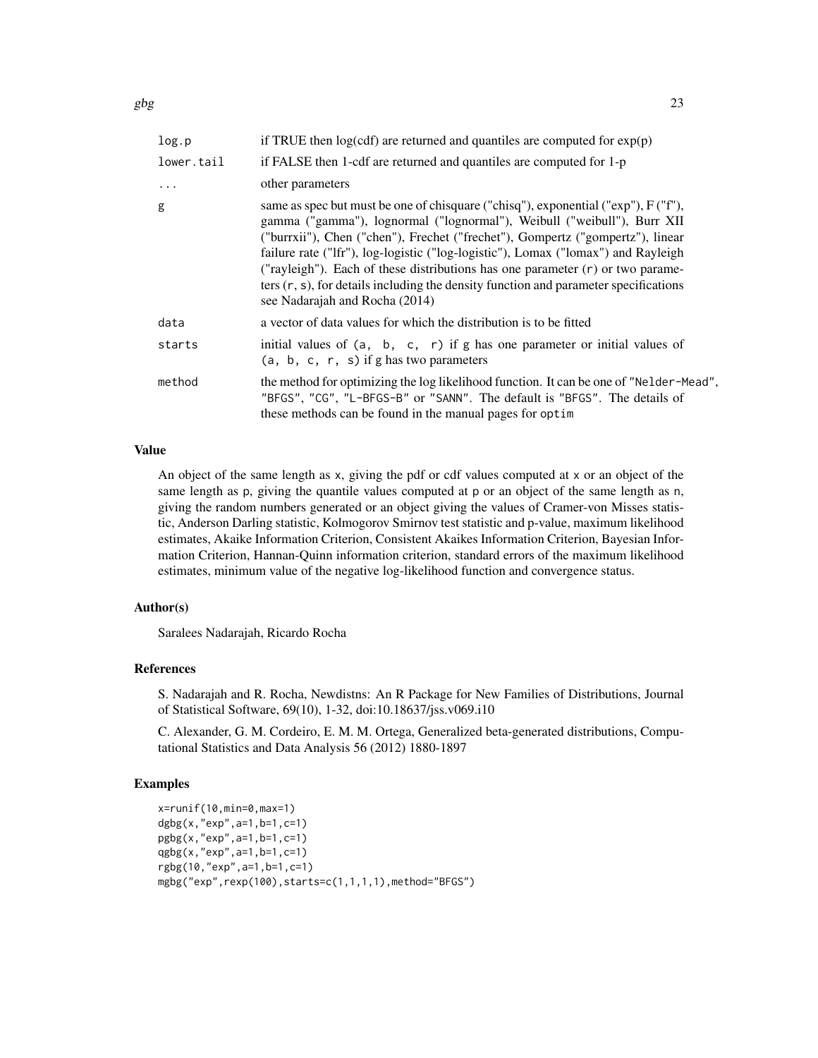| | |
|---|---|
| `log.p` | if TRUE then log(cdf) are returned and quantiles are computed for exp(p) |
| `lower.tail` | if FALSE then 1-cdf are returned and quantiles are computed for 1-p |
| `...` | other parameters |
| `g` | same as spec but must be one of chisquare ("chisq"), exponential ("exp"), F ("f"), gamma ("gamma"), lognormal ("lognormal"), Weibull ("weibull"), Burr XII ("burrxii"), Chen ("chen"), Frechet ("frechet"), Gompertz ("gompertz"), linear failure rate ("lfr"), log-logistic ("log-logistic"), Lomax ("lomax") and Rayleigh ("rayleigh"). Each of these distributions has one parameter (`r`) or two parameters (`r, s`), for details including the density function and parameter specifications see Nadarajah and Rocha (2014) |
| `data` | a vector of data values for which the distribution is to be fitted |
| `starts` | initial values of `(a, b, c, r)` if g has one parameter or initial values of `(a, b, c, r, s)` if g has two parameters |
| `method` | the method for optimizing the log likelihood function. It can be one of `"Nelder-Mead"`, `"BFGS"`, `"CG"`, `"L-BFGS-B"` or `"SANN"`. The default is `"BFGS"`. The details of these methods can be found in the manual pages for `optim` |

### Value

An object of the same length as `x`, giving the pdf or cdf values computed at `x` or an object of the same length as `p`, giving the quantile values computed at `p` or an object of the same length as `n`, giving the random numbers generated or an object giving the values of Cramer-von Misses statistic, Anderson Darling statistic, Kolmogorov Smirnov test statistic and p-value, maximum likelihood estimates, Akaike Information Criterion, Consistent Akaikes Information Criterion, Bayesian Information Criterion, Hannan-Quinn information criterion, standard errors of the maximum likelihood estimates, minimum value of the negative log-likelihood function and convergence status.

### Author(s)

Saralees Nadarajah, Ricardo Rocha

### References

S. Nadarajah and R. Rocha, Newdistns: An R Package for New Families of Distributions, Journal of Statistical Software, 69(10), 1-32, doi:10.18637/jss.v069.i10

C. Alexander, G. M. Cordeiro, E. M. M. Ortega, Generalized beta-generated distributions, Computational Statistics and Data Analysis 56 (2012) 1880-1897

### Examples

```
x=runif(10,min=0,max=1)
dgbg(x,"exp",a=1,b=1,c=1)
pgbg(x,"exp",a=1,b=1,c=1)
qgbg(x,"exp",a=1,b=1,c=1)
rgbg(10,"exp",a=1,b=1,c=1)
mgbg("exp",rexp(100),starts=c(1,1,1,1),method="BFGS")
```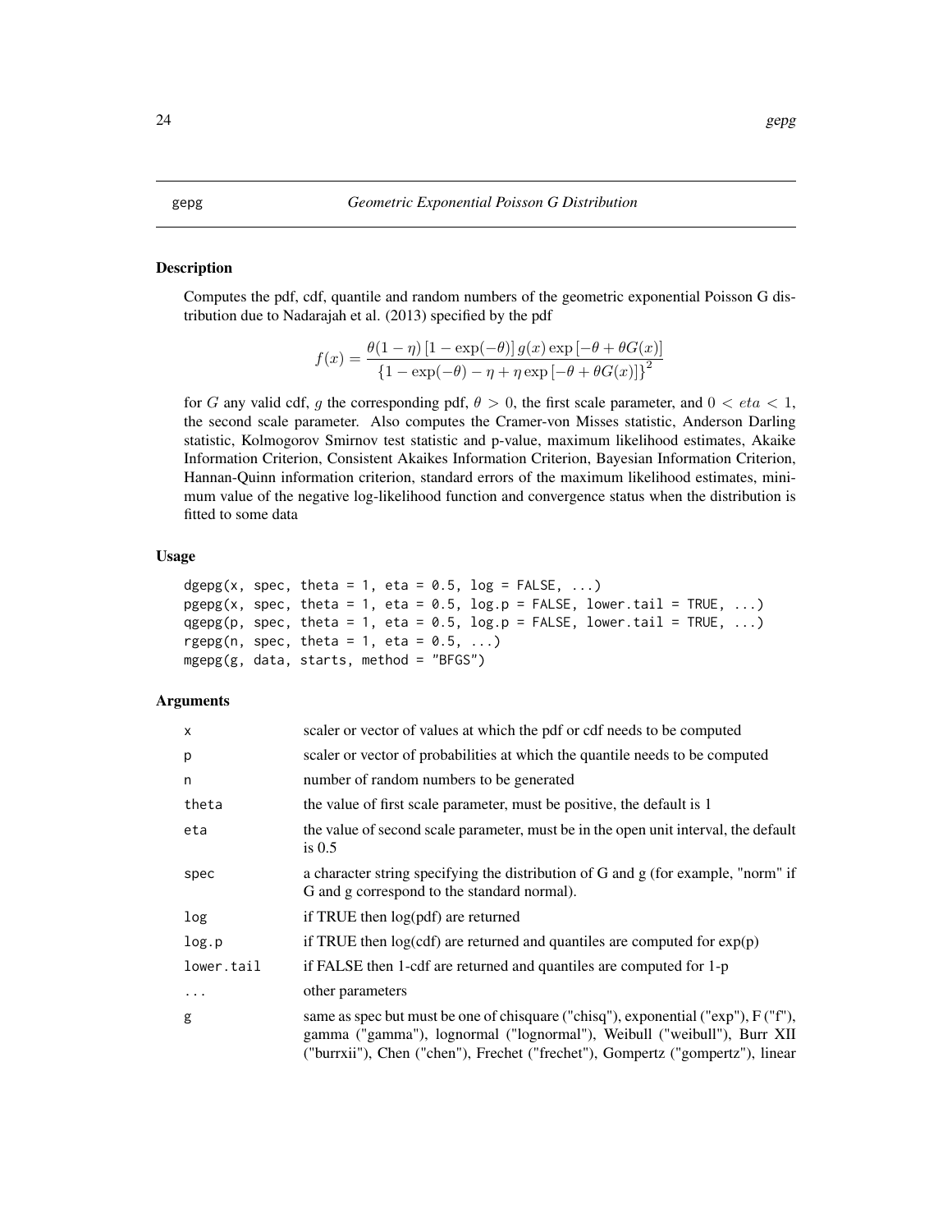gepg *Geometric Exponential Poisson G Distribution*

## Description

Computes the pdf, cdf, quantile and random numbers of the geometric exponential Poisson G distribution due to Nadarajah et al. (2013) specified by the pdf

$$f(x) = \frac{\theta(1-\eta)\left[1-\exp(-\theta)\right]g(x)\exp\left[-\theta+\theta G(x)\right]}{\left\{1-\exp(-\theta)-\eta+\eta\exp\left[-\theta+\theta G(x)\right]\right\}^2}$$

for $G$ any valid cdf, $g$ the corresponding pdf, $\theta > 0$, the first scale parameter, and $0 < eta < 1$, the second scale parameter. Also computes the Cramer-von Misses statistic, Anderson Darling statistic, Kolmogorov Smirnov test statistic and p-value, maximum likelihood estimates, Akaike Information Criterion, Consistent Akaikes Information Criterion, Bayesian Information Criterion, Hannan-Quinn information criterion, standard errors of the maximum likelihood estimates, minimum value of the negative log-likelihood function and convergence status when the distribution is fitted to some data

## Usage

```
dgepg(x, spec, theta = 1, eta = 0.5, log = FALSE, ...)
pgepg(x, spec, theta = 1, eta = 0.5, log.p = FALSE, lower.tail = TRUE, ...)
qgepg(p, spec, theta = 1, eta = 0.5, log.p = FALSE, lower.tail = TRUE, ...)
rgepg(n, spec, theta = 1, eta = 0.5, ...)
mgepg(g, data, starts, method = "BFGS")
```

## Arguments

| | |
|---|---|
| x | scaler or vector of values at which the pdf or cdf needs to be computed |
| p | scaler or vector of probabilities at which the quantile needs to be computed |
| n | number of random numbers to be generated |
| theta | the value of first scale parameter, must be positive, the default is 1 |
| eta | the value of second scale parameter, must be in the open unit interval, the default is 0.5 |
| spec | a character string specifying the distribution of G and g (for example, "norm" if G and g correspond to the standard normal). |
| log | if TRUE then log(pdf) are returned |
| log.p | if TRUE then log(cdf) are returned and quantiles are computed for exp(p) |
| lower.tail | if FALSE then 1-cdf are returned and quantiles are computed for 1-p |
| ... | other parameters |
| g | same as spec but must be one of chisquare ("chisq"), exponential ("exp"), F ("f"), gamma ("gamma"), lognormal ("lognormal"), Weibull ("weibull"), Burr XII ("burrxii"), Chen ("chen"), Frechet ("frechet"), Gompertz ("gompertz"), linear |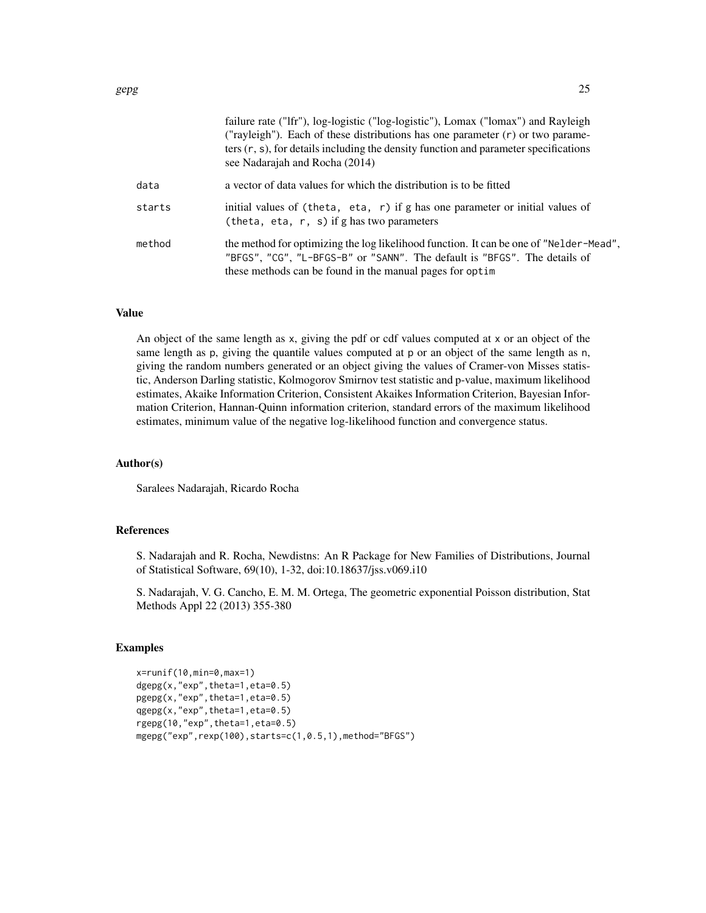failure rate ("lfr"), log-logistic ("log-logistic"), Lomax ("lomax") and Rayleigh ("rayleigh"). Each of these distributions has one parameter (r) or two parameters (r, s), for details including the density function and parameter specifications see Nadarajah and Rocha (2014)

| | |
|---|---|
| data | a vector of data values for which the distribution is to be fitted |
| starts | initial values of (theta, eta, r) if g has one parameter or initial values of (theta, eta, r, s) if g has two parameters |
| method | the method for optimizing the log likelihood function. It can be one of "Nelder-Mead", "BFGS", "CG", "L-BFGS-B" or "SANN". The default is "BFGS". The details of these methods can be found in the manual pages for optim |

## Value

An object of the same length as x, giving the pdf or cdf values computed at x or an object of the same length as p, giving the quantile values computed at p or an object of the same length as n, giving the random numbers generated or an object giving the values of Cramer-von Misses statistic, Anderson Darling statistic, Kolmogorov Smirnov test statistic and p-value, maximum likelihood estimates, Akaike Information Criterion, Consistent Akaikes Information Criterion, Bayesian Information Criterion, Hannan-Quinn information criterion, standard errors of the maximum likelihood estimates, minimum value of the negative log-likelihood function and convergence status.

## Author(s)

Saralees Nadarajah, Ricardo Rocha

## References

S. Nadarajah and R. Rocha, Newdistns: An R Package for New Families of Distributions, Journal of Statistical Software, 69(10), 1-32, doi:10.18637/jss.v069.i10

S. Nadarajah, V. G. Cancho, E. M. M. Ortega, The geometric exponential Poisson distribution, Stat Methods Appl 22 (2013) 355-380

## Examples

```
x=runif(10,min=0,max=1)
dgepg(x,"exp",theta=1,eta=0.5)
pgepg(x,"exp",theta=1,eta=0.5)
qgepg(x,"exp",theta=1,eta=0.5)
rgepg(10,"exp",theta=1,eta=0.5)
mgepg("exp",rexp(100),starts=c(1,0.5,1),method="BFGS")
```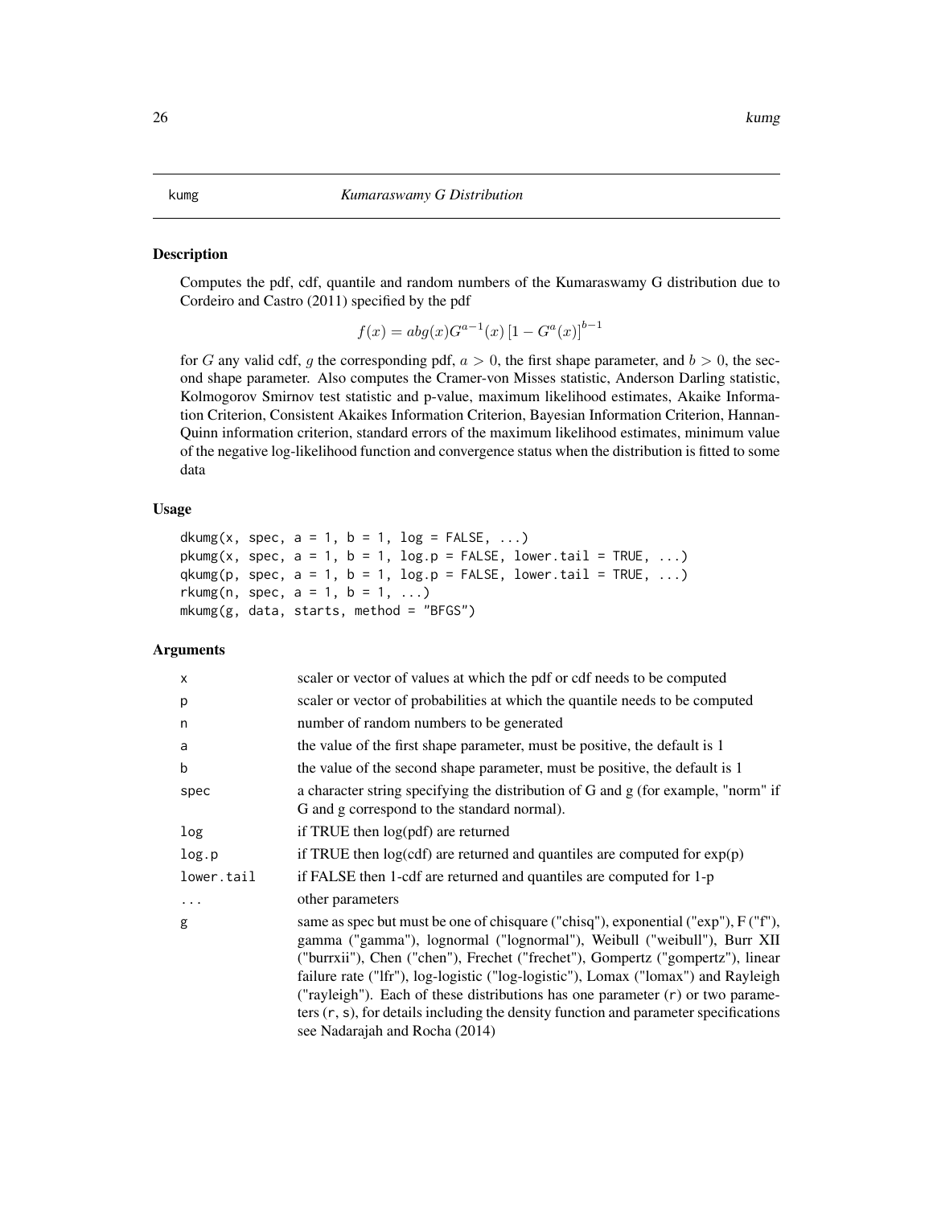kumg *Kumaraswamy G Distribution*

## Description

Computes the pdf, cdf, quantile and random numbers of the Kumaraswamy G distribution due to Cordeiro and Castro (2011) specified by the pdf

$$f(x) = abg(x)G^{a-1}(x)\left[1 - G^a(x)\right]^{b-1}$$

for $G$ any valid cdf, $g$ the corresponding pdf, $a > 0$, the first shape parameter, and $b > 0$, the second shape parameter. Also computes the Cramer-von Misses statistic, Anderson Darling statistic, Kolmogorov Smirnov test statistic and p-value, maximum likelihood estimates, Akaike Information Criterion, Consistent Akaikes Information Criterion, Bayesian Information Criterion, Hannan-Quinn information criterion, standard errors of the maximum likelihood estimates, minimum value of the negative log-likelihood function and convergence status when the distribution is fitted to some data

## Usage

```
dkumg(x, spec, a = 1, b = 1, log = FALSE, ...)
pkumg(x, spec, a = 1, b = 1, log.p = FALSE, lower.tail = TRUE, ...)
qkumg(p, spec, a = 1, b = 1, log.p = FALSE, lower.tail = TRUE, ...)
rkumg(n, spec, a = 1, b = 1, ...)
mkumg(g, data, starts, method = "BFGS")
```

## Arguments

| | |
|---|---|
| x | scaler or vector of values at which the pdf or cdf needs to be computed |
| p | scaler or vector of probabilities at which the quantile needs to be computed |
| n | number of random numbers to be generated |
| a | the value of the first shape parameter, must be positive, the default is 1 |
| b | the value of the second shape parameter, must be positive, the default is 1 |
| spec | a character string specifying the distribution of G and g (for example, "norm" if G and g correspond to the standard normal). |
| log | if TRUE then log(pdf) are returned |
| log.p | if TRUE then log(cdf) are returned and quantiles are computed for exp(p) |
| lower.tail | if FALSE then 1-cdf are returned and quantiles are computed for 1-p |
| ... | other parameters |
| g | same as spec but must be one of chisquare ("chisq"), exponential ("exp"), F ("f"), gamma ("gamma"), lognormal ("lognormal"), Weibull ("weibull"), Burr XII ("burrxii"), Chen ("chen"), Frechet ("frechet"), Gompertz ("gompertz"), linear failure rate ("lfr"), log-logistic ("log-logistic"), Lomax ("lomax") and Rayleigh ("rayleigh"). Each of these distributions has one parameter (r) or two parameters (r, s), for details including the density function and parameter specifications see Nadarajah and Rocha (2014) |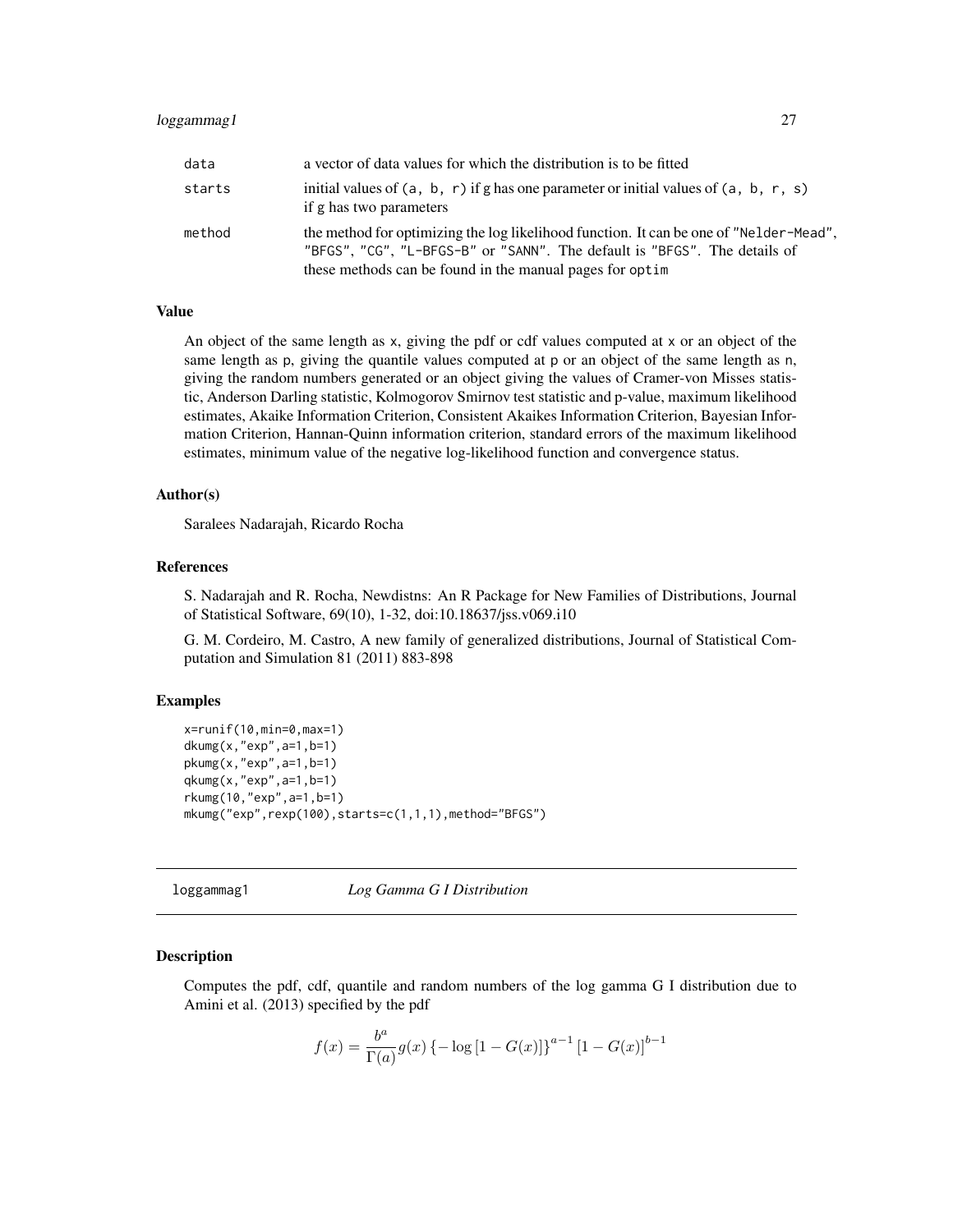| | |
|---|---|
| data | a vector of data values for which the distribution is to be fitted |
| starts | initial values of (a, b, r) if g has one parameter or initial values of (a, b, r, s) if g has two parameters |
| method | the method for optimizing the log likelihood function. It can be one of "Nelder-Mead", "BFGS", "CG", "L-BFGS-B" or "SANN". The default is "BFGS". The details of these methods can be found in the manual pages for optim |

### Value

An object of the same length as x, giving the pdf or cdf values computed at x or an object of the same length as p, giving the quantile values computed at p or an object of the same length as n, giving the random numbers generated or an object giving the values of Cramer-von Misses statistic, Anderson Darling statistic, Kolmogorov Smirnov test statistic and p-value, maximum likelihood estimates, Akaike Information Criterion, Consistent Akaikes Information Criterion, Bayesian Information Criterion, Hannan-Quinn information criterion, standard errors of the maximum likelihood estimates, minimum value of the negative log-likelihood function and convergence status.

### Author(s)

Saralees Nadarajah, Ricardo Rocha

### References

S. Nadarajah and R. Rocha, Newdistns: An R Package for New Families of Distributions, Journal of Statistical Software, 69(10), 1-32, doi:10.18637/jss.v069.i10

G. M. Cordeiro, M. Castro, A new family of generalized distributions, Journal of Statistical Computation and Simulation 81 (2011) 883-898

### Examples

```
x=runif(10,min=0,max=1)
dkumg(x,"exp",a=1,b=1)
pkumg(x,"exp",a=1,b=1)
qkumg(x,"exp",a=1,b=1)
rkumg(10,"exp",a=1,b=1)
mkumg("exp",rexp(100),starts=c(1,1,1),method="BFGS")
```

---

## loggammag1 — *Log Gamma G I Distribution*

---

### Description

Computes the pdf, cdf, quantile and random numbers of the log gamma G I distribution due to Amini et al. (2013) specified by the pdf

$$f(x) = \frac{b^a}{\Gamma(a)} g(x) \left\{ -\log \left[ 1 - G(x) \right] \right\}^{a-1} \left[ 1 - G(x) \right]^{b-1}$$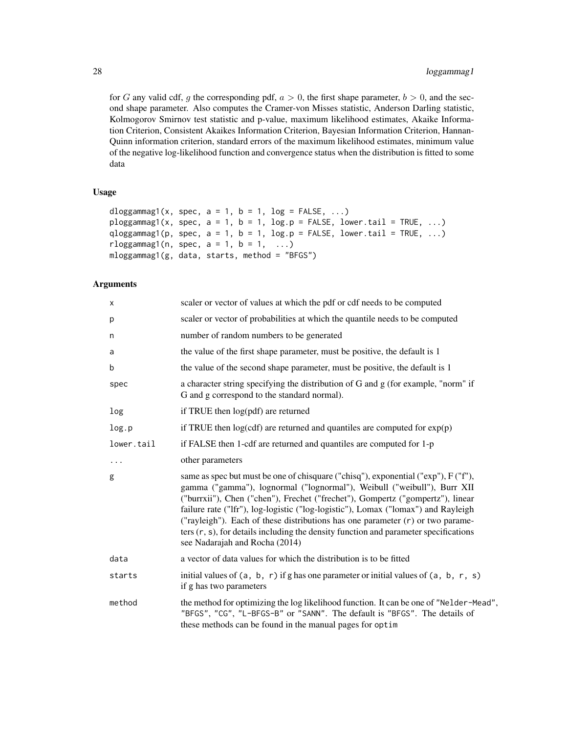for $G$ any valid cdf, $g$ the corresponding pdf, $a > 0$, the first shape parameter, $b > 0$, and the second shape parameter. Also computes the Cramer-von Misses statistic, Anderson Darling statistic, Kolmogorov Smirnov test statistic and p-value, maximum likelihood estimates, Akaike Information Criterion, Consistent Akaikes Information Criterion, Bayesian Information Criterion, Hannan-Quinn information criterion, standard errors of the maximum likelihood estimates, minimum value of the negative log-likelihood function and convergence status when the distribution is fitted to some data

### Usage

```
dloggammag1(x, spec, a = 1, b = 1, log = FALSE, ...)
ploggammag1(x, spec, a = 1, b = 1, log.p = FALSE, lower.tail = TRUE, ...)
qloggammag1(p, spec, a = 1, b = 1, log.p = FALSE, lower.tail = TRUE, ...)
rloggammag1(n, spec, a = 1, b = 1,  ...)
mloggammag1(g, data, starts, method = "BFGS")
```

### Arguments

| | |
|---|---|
| x | scaler or vector of values at which the pdf or cdf needs to be computed |
| p | scaler or vector of probabilities at which the quantile needs to be computed |
| n | number of random numbers to be generated |
| a | the value of the first shape parameter, must be positive, the default is 1 |
| b | the value of the second shape parameter, must be positive, the default is 1 |
| spec | a character string specifying the distribution of G and g (for example, "norm" if G and g correspond to the standard normal). |
| log | if TRUE then log(pdf) are returned |
| log.p | if TRUE then log(cdf) are returned and quantiles are computed for exp(p) |
| lower.tail | if FALSE then 1-cdf are returned and quantiles are computed for 1-p |
| ... | other parameters |
| g | same as spec but must be one of chisquare ("chisq"), exponential ("exp"), F ("f"), gamma ("gamma"), lognormal ("lognormal"), Weibull ("weibull"), Burr XII ("burrxii"), Chen ("chen"), Frechet ("frechet"), Gompertz ("gompertz"), linear failure rate ("lfr"), log-logistic ("log-logistic"), Lomax ("lomax") and Rayleigh ("rayleigh"). Each of these distributions has one parameter (r) or two parameters (r, s), for details including the density function and parameter specifications see Nadarajah and Rocha (2014) |
| data | a vector of data values for which the distribution is to be fitted |
| starts | initial values of (a, b, r) if g has one parameter or initial values of (a, b, r, s) if g has two parameters |
| method | the method for optimizing the log likelihood function. It can be one of "Nelder-Mead", "BFGS", "CG", "L-BFGS-B" or "SANN". The default is "BFGS". The details of these methods can be found in the manual pages for optim |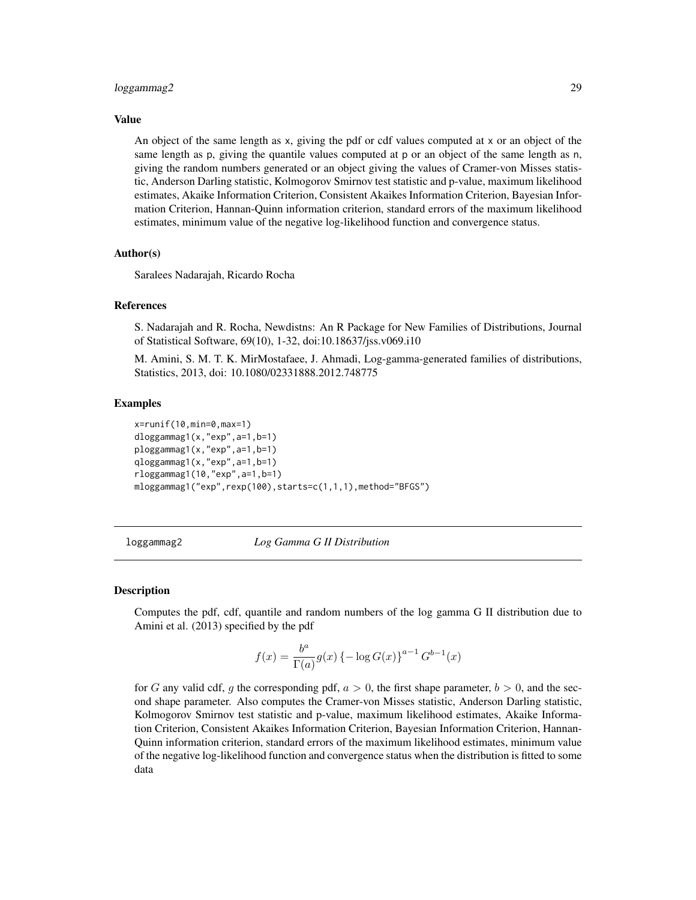### Value

An object of the same length as x, giving the pdf or cdf values computed at x or an object of the same length as p, giving the quantile values computed at p or an object of the same length as n, giving the random numbers generated or an object giving the values of Cramer-von Misses statistic, Anderson Darling statistic, Kolmogorov Smirnov test statistic and p-value, maximum likelihood estimates, Akaike Information Criterion, Consistent Akaikes Information Criterion, Bayesian Information Criterion, Hannan-Quinn information criterion, standard errors of the maximum likelihood estimates, minimum value of the negative log-likelihood function and convergence status.

### Author(s)

Saralees Nadarajah, Ricardo Rocha

### References

S. Nadarajah and R. Rocha, Newdistns: An R Package for New Families of Distributions, Journal of Statistical Software, 69(10), 1-32, doi:10.18637/jss.v069.i10

M. Amini, S. M. T. K. MirMostafaee, J. Ahmadi, Log-gamma-generated families of distributions, Statistics, 2013, doi: 10.1080/02331888.2012.748775

### Examples

```
x=runif(10,min=0,max=1)
dloggammag1(x,"exp",a=1,b=1)
ploggammag1(x,"exp",a=1,b=1)
qloggammag1(x,"exp",a=1,b=1)
rloggammag1(10,"exp",a=1,b=1)
mloggammag1("exp",rexp(100),starts=c(1,1,1),method="BFGS")
```

---

## loggammag2 — *Log Gamma G II Distribution*

### Description

Computes the pdf, cdf, quantile and random numbers of the log gamma G II distribution due to Amini et al. (2013) specified by the pdf

$$f(x) = \frac{b^a}{\Gamma(a)} g(x) \left\{ -\log G(x) \right\}^{a-1} G^{b-1}(x)$$

for $G$ any valid cdf, $g$ the corresponding pdf, $a > 0$, the first shape parameter, $b > 0$, and the second shape parameter. Also computes the Cramer-von Misses statistic, Anderson Darling statistic, Kolmogorov Smirnov test statistic and p-value, maximum likelihood estimates, Akaike Information Criterion, Consistent Akaikes Information Criterion, Bayesian Information Criterion, Hannan-Quinn information criterion, standard errors of the maximum likelihood estimates, minimum value of the negative log-likelihood function and convergence status when the distribution is fitted to some data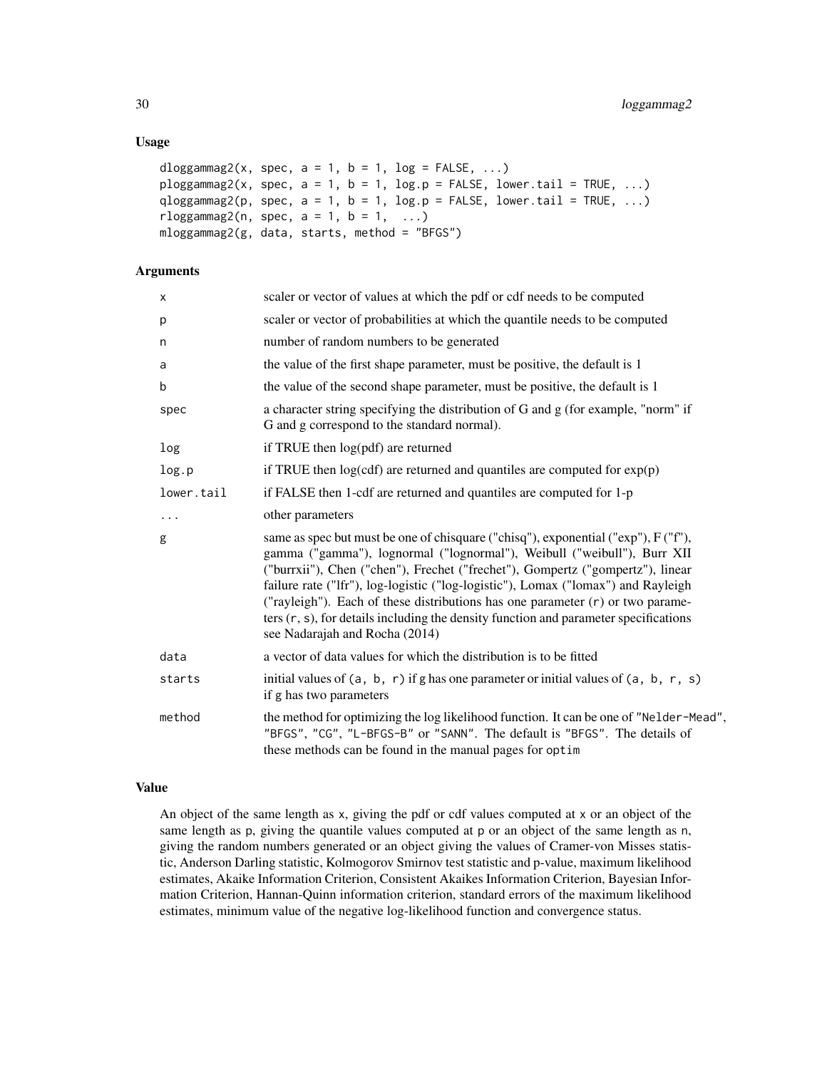### Usage

```
dloggammag2(x, spec, a = 1, b = 1, log = FALSE, ...)
ploggammag2(x, spec, a = 1, b = 1, log.p = FALSE, lower.tail = TRUE, ...)
qloggammag2(p, spec, a = 1, b = 1, log.p = FALSE, lower.tail = TRUE, ...)
rloggammag2(n, spec, a = 1, b = 1,  ...)
mloggammag2(g, data, starts, method = "BFGS")
```

### Arguments

| | |
|---|---|
| x | scaler or vector of values at which the pdf or cdf needs to be computed |
| p | scaler or vector of probabilities at which the quantile needs to be computed |
| n | number of random numbers to be generated |
| a | the value of the first shape parameter, must be positive, the default is 1 |
| b | the value of the second shape parameter, must be positive, the default is 1 |
| spec | a character string specifying the distribution of G and g (for example, "norm" if G and g correspond to the standard normal). |
| log | if TRUE then log(pdf) are returned |
| log.p | if TRUE then log(cdf) are returned and quantiles are computed for exp(p) |
| lower.tail | if FALSE then 1-cdf are returned and quantiles are computed for 1-p |
| ... | other parameters |
| g | same as spec but must be one of chisquare ("chisq"), exponential ("exp"), F ("f"), gamma ("gamma"), lognormal ("lognormal"), Weibull ("weibull"), Burr XII ("burrxii"), Chen ("chen"), Frechet ("frechet"), Gompertz ("gompertz"), linear failure rate ("lfr"), log-logistic ("log-logistic"), Lomax ("lomax") and Rayleigh ("rayleigh"). Each of these distributions has one parameter (r) or two parameters (r, s), for details including the density function and parameter specifications see Nadarajah and Rocha (2014) |
| data | a vector of data values for which the distribution is to be fitted |
| starts | initial values of (a, b, r) if g has one parameter or initial values of (a, b, r, s) if g has two parameters |
| method | the method for optimizing the log likelihood function. It can be one of "Nelder-Mead", "BFGS", "CG", "L-BFGS-B" or "SANN". The default is "BFGS". The details of these methods can be found in the manual pages for optim |

### Value

An object of the same length as x, giving the pdf or cdf values computed at x or an object of the same length as p, giving the quantile values computed at p or an object of the same length as n, giving the random numbers generated or an object giving the values of Cramer-von Misses statistic, Anderson Darling statistic, Kolmogorov Smirnov test statistic and p-value, maximum likelihood estimates, Akaike Information Criterion, Consistent Akaikes Information Criterion, Bayesian Information Criterion, Hannan-Quinn information criterion, standard errors of the maximum likelihood estimates, minimum value of the negative log-likelihood function and convergence status.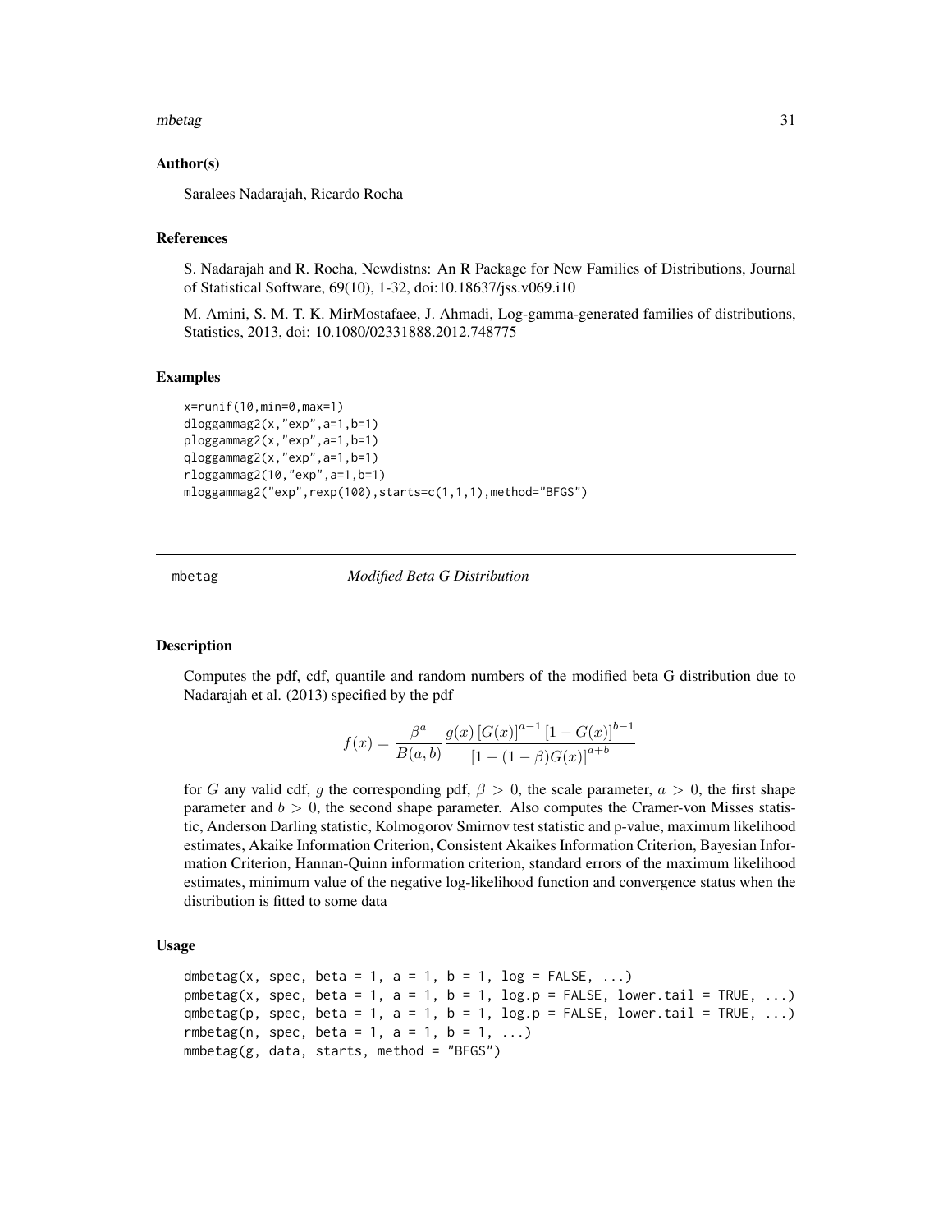### Author(s)

Saralees Nadarajah, Ricardo Rocha

### References

S. Nadarajah and R. Rocha, Newdistns: An R Package for New Families of Distributions, Journal of Statistical Software, 69(10), 1-32, doi:10.18637/jss.v069.i10

M. Amini, S. M. T. K. MirMostafaee, J. Ahmadi, Log-gamma-generated families of distributions, Statistics, 2013, doi: 10.1080/02331888.2012.748775

### Examples

```
x=runif(10,min=0,max=1)
dloggammag2(x,"exp",a=1,b=1)
ploggammag2(x,"exp",a=1,b=1)
qloggammag2(x,"exp",a=1,b=1)
rloggammag2(10,"exp",a=1,b=1)
mloggammag2("exp",rexp(100),starts=c(1,1,1),method="BFGS")
```

---

## mbetag — *Modified Beta G Distribution*

### Description

Computes the pdf, cdf, quantile and random numbers of the modified beta G distribution due to Nadarajah et al. (2013) specified by the pdf

$$f(x) = \frac{\beta^a}{B(a,b)} \frac{g(x) \left[G(x)\right]^{a-1} \left[1 - G(x)\right]^{b-1}}{\left[1 - (1-\beta) G(x)\right]^{a+b}}$$

for $G$ any valid cdf, $g$ the corresponding pdf, $\beta > 0$, the scale parameter, $a > 0$, the first shape parameter and $b > 0$, the second shape parameter. Also computes the Cramer-von Misses statistic, Anderson Darling statistic, Kolmogorov Smirnov test statistic and p-value, maximum likelihood estimates, Akaike Information Criterion, Consistent Akaikes Information Criterion, Bayesian Information Criterion, Hannan-Quinn information criterion, standard errors of the maximum likelihood estimates, minimum value of the negative log-likelihood function and convergence status when the distribution is fitted to some data

### Usage

```
dmbetag(x, spec, beta = 1, a = 1, b = 1, log = FALSE, ...)
pmbetag(x, spec, beta = 1, a = 1, b = 1, log.p = FALSE, lower.tail = TRUE, ...)
qmbetag(p, spec, beta = 1, a = 1, b = 1, log.p = FALSE, lower.tail = TRUE, ...)
rmbetag(n, spec, beta = 1, a = 1, b = 1, ...)
mmbetag(g, data, starts, method = "BFGS")
```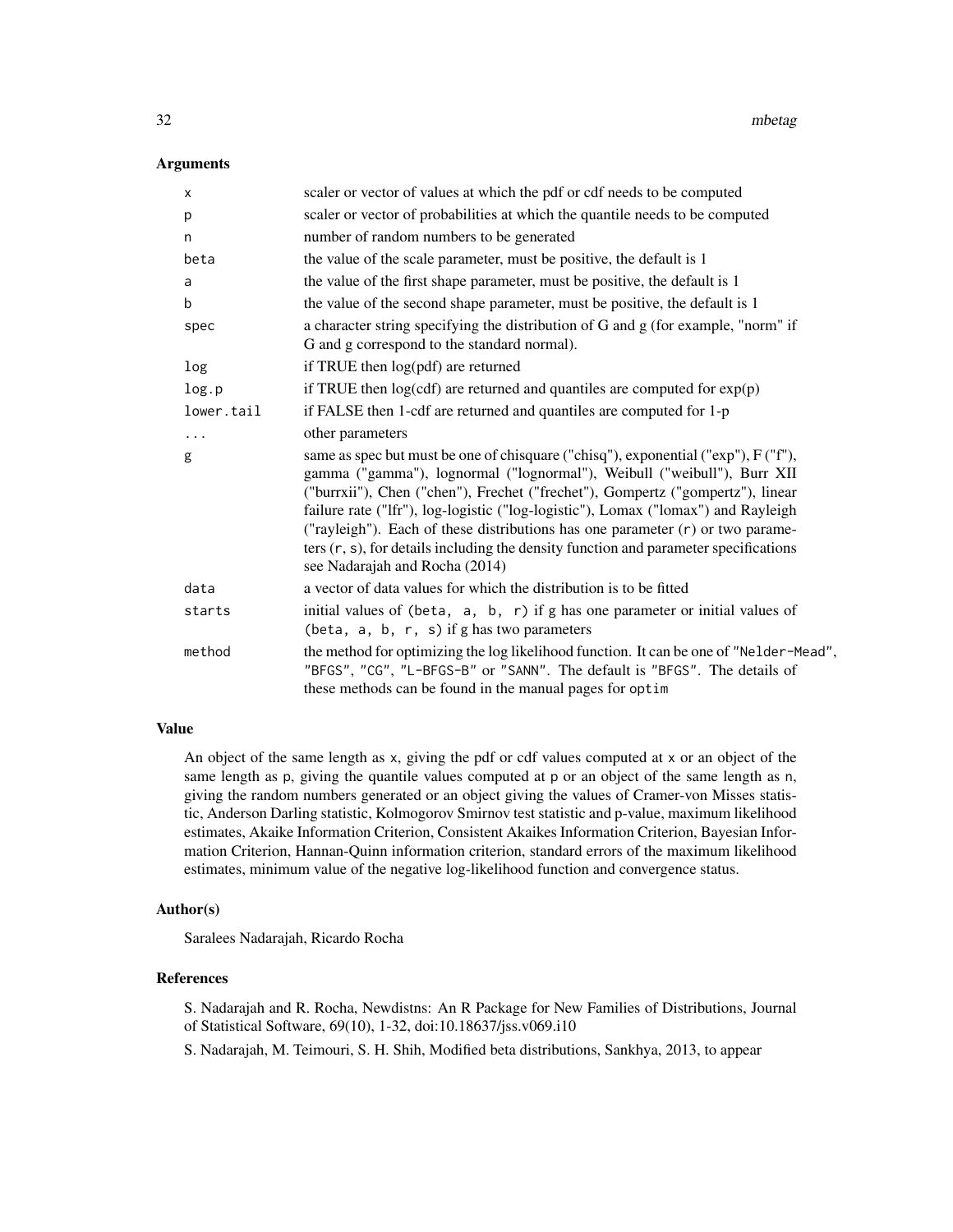## Arguments

| | |
|---|---|
| x | scaler or vector of values at which the pdf or cdf needs to be computed |
| p | scaler or vector of probabilities at which the quantile needs to be computed |
| n | number of random numbers to be generated |
| beta | the value of the scale parameter, must be positive, the default is 1 |
| a | the value of the first shape parameter, must be positive, the default is 1 |
| b | the value of the second shape parameter, must be positive, the default is 1 |
| spec | a character string specifying the distribution of G and g (for example, "norm" if G and g correspond to the standard normal). |
| log | if TRUE then log(pdf) are returned |
| log.p | if TRUE then log(cdf) are returned and quantiles are computed for exp(p) |
| lower.tail | if FALSE then 1-cdf are returned and quantiles are computed for 1-p |
| ... | other parameters |
| g | same as spec but must be one of chisquare ("chisq"), exponential ("exp"), F ("f"), gamma ("gamma"), lognormal ("lognormal"), Weibull ("weibull"), Burr XII ("burrxii"), Chen ("chen"), Frechet ("frechet"), Gompertz ("gompertz"), linear failure rate ("lfr"), log-logistic ("log-logistic"), Lomax ("lomax") and Rayleigh ("rayleigh"). Each of these distributions has one parameter (r) or two parameters (r, s), for details including the density function and parameter specifications see Nadarajah and Rocha (2014) |
| data | a vector of data values for which the distribution is to be fitted |
| starts | initial values of (beta, a, b, r) if g has one parameter or initial values of (beta, a, b, r, s) if g has two parameters |
| method | the method for optimizing the log likelihood function. It can be one of "Nelder-Mead", "BFGS", "CG", "L-BFGS-B" or "SANN". The default is "BFGS". The details of these methods can be found in the manual pages for optim |

## Value

An object of the same length as x, giving the pdf or cdf values computed at x or an object of the same length as p, giving the quantile values computed at p or an object of the same length as n, giving the random numbers generated or an object giving the values of Cramer-von Misses statistic, Anderson Darling statistic, Kolmogorov Smirnov test statistic and p-value, maximum likelihood estimates, Akaike Information Criterion, Consistent Akaikes Information Criterion, Bayesian Information Criterion, Hannan-Quinn information criterion, standard errors of the maximum likelihood estimates, minimum value of the negative log-likelihood function and convergence status.

## Author(s)

Saralees Nadarajah, Ricardo Rocha

## References

S. Nadarajah and R. Rocha, Newdistns: An R Package for New Families of Distributions, Journal of Statistical Software, 69(10), 1-32, doi:10.18637/jss.v069.i10

S. Nadarajah, M. Teimouri, S. H. Shih, Modified beta distributions, Sankhya, 2013, to appear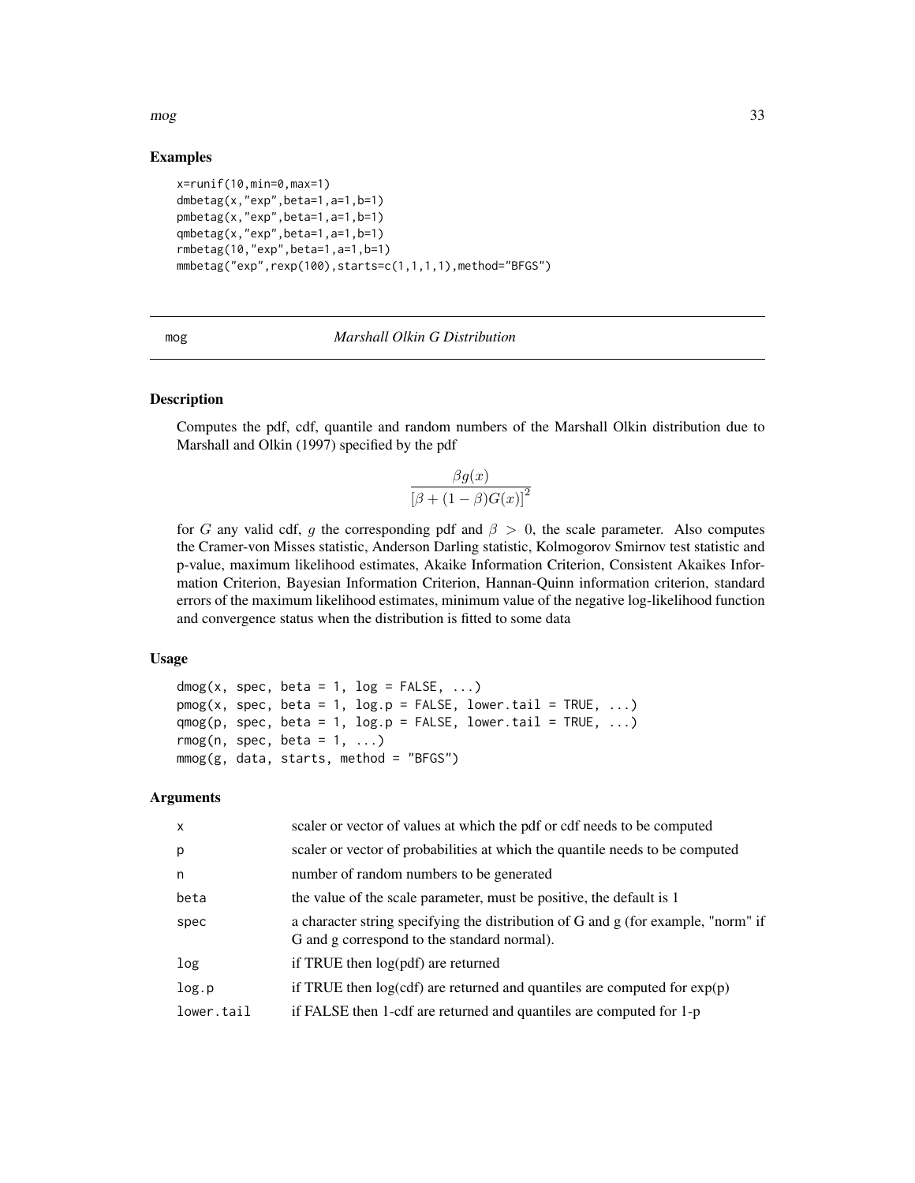## Examples

```
x=runif(10,min=0,max=1)
dmbetag(x,"exp",beta=1,a=1,b=1)
pmbetag(x,"exp",beta=1,a=1,b=1)
qmbetag(x,"exp",beta=1,a=1,b=1)
rmbetag(10,"exp",beta=1,a=1,b=1)
mmbetag("exp",rexp(100),starts=c(1,1,1,1),method="BFGS")
```

# mog — *Marshall Olkin G Distribution*

## Description

Computes the pdf, cdf, quantile and random numbers of the Marshall Olkin distribution due to Marshall and Olkin (1997) specified by the pdf

$$\frac{\beta g(x)}{\left[\beta + (1-\beta)G(x)\right]^2}$$

for $G$ any valid cdf, $g$ the corresponding pdf and $\beta > 0$, the scale parameter. Also computes the Cramer-von Misses statistic, Anderson Darling statistic, Kolmogorov Smirnov test statistic and p-value, maximum likelihood estimates, Akaike Information Criterion, Consistent Akaikes Information Criterion, Bayesian Information Criterion, Hannan-Quinn information criterion, standard errors of the maximum likelihood estimates, minimum value of the negative log-likelihood function and convergence status when the distribution is fitted to some data

## Usage

```
dmog(x, spec, beta = 1, log = FALSE, ...)
pmog(x, spec, beta = 1, log.p = FALSE, lower.tail = TRUE, ...)
qmog(p, spec, beta = 1, log.p = FALSE, lower.tail = TRUE, ...)
rmog(n, spec, beta = 1, ...)
mmog(g, data, starts, method = "BFGS")
```

## Arguments

| | |
|---|---|
| x | scaler or vector of values at which the pdf or cdf needs to be computed |
| p | scaler or vector of probabilities at which the quantile needs to be computed |
| n | number of random numbers to be generated |
| beta | the value of the scale parameter, must be positive, the default is 1 |
| spec | a character string specifying the distribution of G and g (for example, "norm" if G and g correspond to the standard normal). |
| log | if TRUE then log(pdf) are returned |
| log.p | if TRUE then log(cdf) are returned and quantiles are computed for exp(p) |
| lower.tail | if FALSE then 1-cdf are returned and quantiles are computed for 1-p |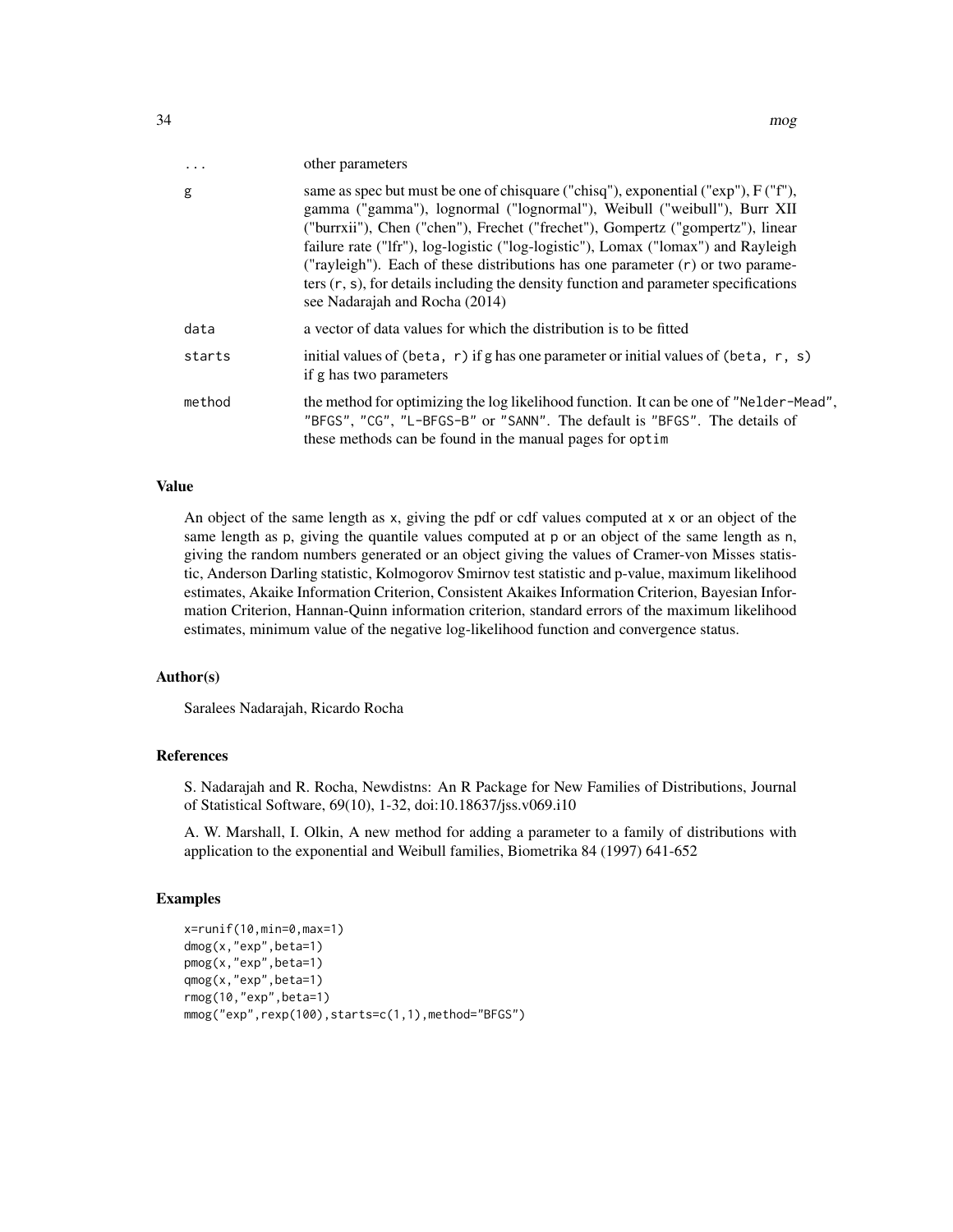| | |
|---|---|
| ... | other parameters |
| g | same as spec but must be one of chisquare ("chisq"), exponential ("exp"), F ("f"), gamma ("gamma"), lognormal ("lognormal"), Weibull ("weibull"), Burr XII ("burrxii"), Chen ("chen"), Frechet ("frechet"), Gompertz ("gompertz"), linear failure rate ("lfr"), log-logistic ("log-logistic"), Lomax ("lomax") and Rayleigh ("rayleigh"). Each of these distributions has one parameter (r) or two parameters (r, s), for details including the density function and parameter specifications see Nadarajah and Rocha (2014) |
| data | a vector of data values for which the distribution is to be fitted |
| starts | initial values of (beta, r) if g has one parameter or initial values of (beta, r, s) if g has two parameters |
| method | the method for optimizing the log likelihood function. It can be one of "Nelder-Mead", "BFGS", "CG", "L-BFGS-B" or "SANN". The default is "BFGS". The details of these methods can be found in the manual pages for optim |

### Value

An object of the same length as x, giving the pdf or cdf values computed at x or an object of the same length as p, giving the quantile values computed at p or an object of the same length as n, giving the random numbers generated or an object giving the values of Cramer-von Misses statistic, Anderson Darling statistic, Kolmogorov Smirnov test statistic and p-value, maximum likelihood estimates, Akaike Information Criterion, Consistent Akaikes Information Criterion, Bayesian Information Criterion, Hannan-Quinn information criterion, standard errors of the maximum likelihood estimates, minimum value of the negative log-likelihood function and convergence status.

### Author(s)

Saralees Nadarajah, Ricardo Rocha

### References

S. Nadarajah and R. Rocha, Newdistns: An R Package for New Families of Distributions, Journal of Statistical Software, 69(10), 1-32, doi:10.18637/jss.v069.i10

A. W. Marshall, I. Olkin, A new method for adding a parameter to a family of distributions with application to the exponential and Weibull families, Biometrika 84 (1997) 641-652

### Examples

```
x=runif(10,min=0,max=1)
dmog(x,"exp",beta=1)
pmog(x,"exp",beta=1)
qmog(x,"exp",beta=1)
rmog(10,"exp",beta=1)
mmog("exp",rexp(100),starts=c(1,1),method="BFGS")
```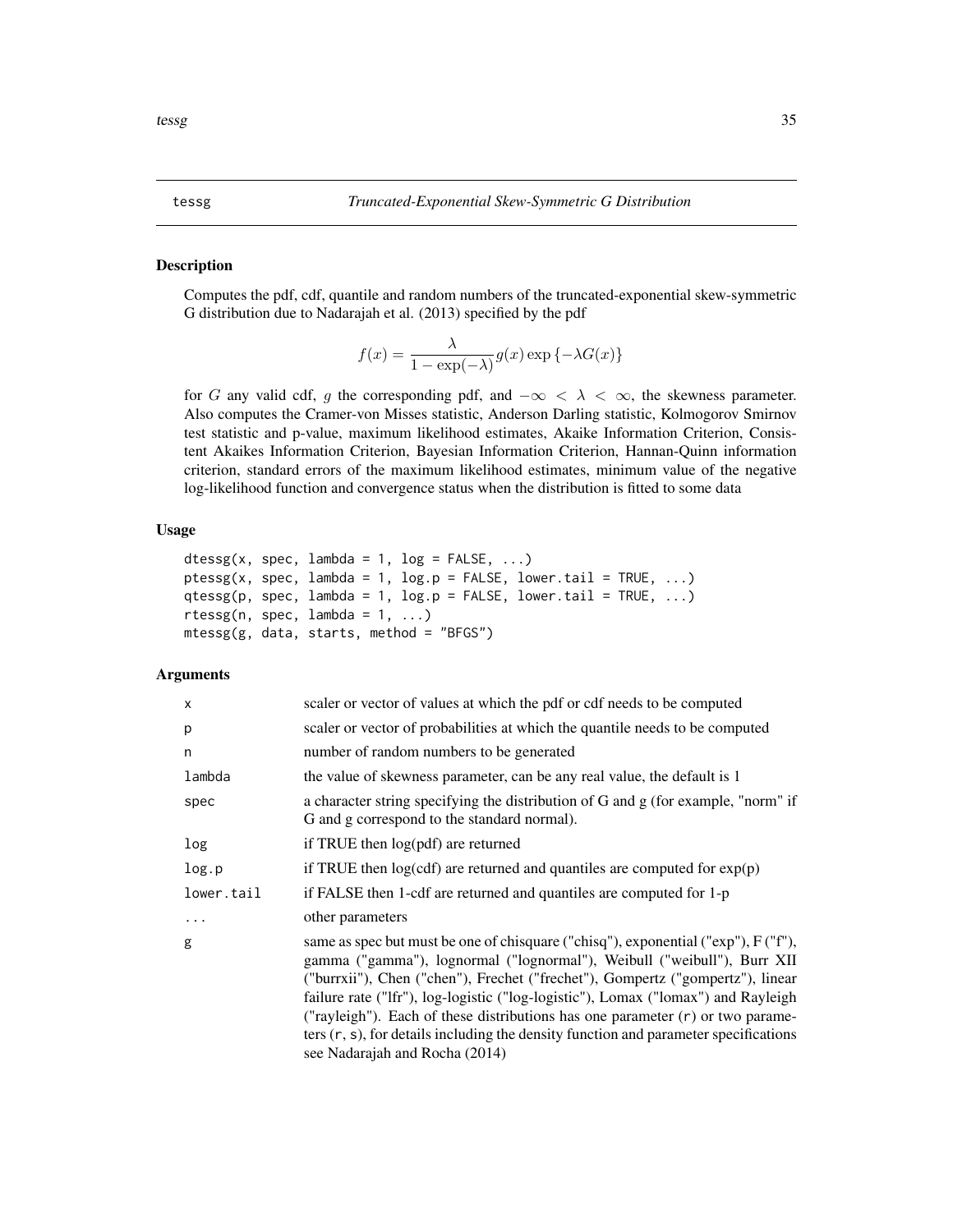# tessg — *Truncated-Exponential Skew-Symmetric G Distribution*

## Description

Computes the pdf, cdf, quantile and random numbers of the truncated-exponential skew-symmetric G distribution due to Nadarajah et al. (2013) specified by the pdf

$$f(x) = \frac{\lambda}{1 - \exp(-\lambda)} g(x) \exp\left\{-\lambda G(x)\right\}$$

for $G$ any valid cdf, $g$ the corresponding pdf, and $-\infty < \lambda < \infty$, the skewness parameter. Also computes the Cramer-von Misses statistic, Anderson Darling statistic, Kolmogorov Smirnov test statistic and p-value, maximum likelihood estimates, Akaike Information Criterion, Consistent Akaikes Information Criterion, Bayesian Information Criterion, Hannan-Quinn information criterion, standard errors of the maximum likelihood estimates, minimum value of the negative log-likelihood function and convergence status when the distribution is fitted to some data

## Usage

```
dtessg(x, spec, lambda = 1, log = FALSE, ...)
ptessg(x, spec, lambda = 1, log.p = FALSE, lower.tail = TRUE, ...)
qtessg(p, spec, lambda = 1, log.p = FALSE, lower.tail = TRUE, ...)
rtessg(n, spec, lambda = 1, ...)
mtessg(g, data, starts, method = "BFGS")
```

## Arguments

| | |
|---|---|
| x | scaler or vector of values at which the pdf or cdf needs to be computed |
| p | scaler or vector of probabilities at which the quantile needs to be computed |
| n | number of random numbers to be generated |
| lambda | the value of skewness parameter, can be any real value, the default is 1 |
| spec | a character string specifying the distribution of G and g (for example, "norm" if G and g correspond to the standard normal). |
| log | if TRUE then log(pdf) are returned |
| log.p | if TRUE then log(cdf) are returned and quantiles are computed for exp(p) |
| lower.tail | if FALSE then 1-cdf are returned and quantiles are computed for 1-p |
| ... | other parameters |
| g | same as spec but must be one of chisquare ("chisq"), exponential ("exp"), F ("f"), gamma ("gamma"), lognormal ("lognormal"), Weibull ("weibull"), Burr XII ("burrxii"), Chen ("chen"), Frechet ("frechet"), Gompertz ("gompertz"), linear failure rate ("lfr"), log-logistic ("log-logistic"), Lomax ("lomax") and Rayleigh ("rayleigh"). Each of these distributions has one parameter (r) or two parameters (r, s), for details including the density function and parameter specifications see Nadarajah and Rocha (2014) |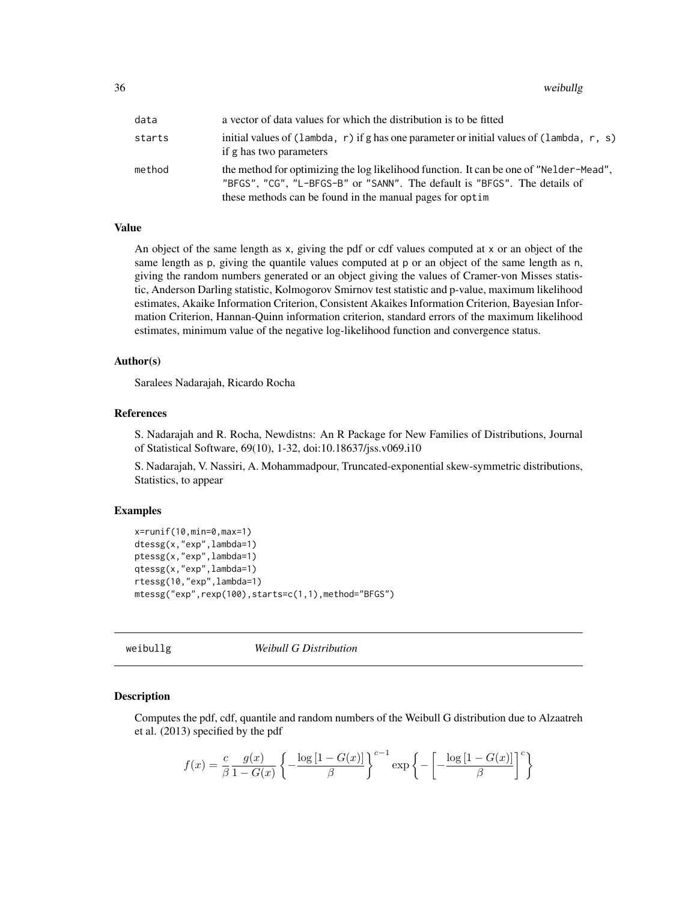| | |
|---|---|
| data | a vector of data values for which the distribution is to be fitted |
| starts | initial values of (lambda, r) if g has one parameter or initial values of (lambda, r, s) if g has two parameters |
| method | the method for optimizing the log likelihood function. It can be one of "Nelder-Mead", "BFGS", "CG", "L-BFGS-B" or "SANN". The default is "BFGS". The details of these methods can be found in the manual pages for optim |

### Value

An object of the same length as x, giving the pdf or cdf values computed at x or an object of the same length as p, giving the quantile values computed at p or an object of the same length as n, giving the random numbers generated or an object giving the values of Cramer-von Misses statistic, Anderson Darling statistic, Kolmogorov Smirnov test statistic and p-value, maximum likelihood estimates, Akaike Information Criterion, Consistent Akaikes Information Criterion, Bayesian Information Criterion, Hannan-Quinn information criterion, standard errors of the maximum likelihood estimates, minimum value of the negative log-likelihood function and convergence status.

### Author(s)

Saralees Nadarajah, Ricardo Rocha

### References

S. Nadarajah and R. Rocha, Newdistns: An R Package for New Families of Distributions, Journal of Statistical Software, 69(10), 1-32, doi:10.18637/jss.v069.i10

S. Nadarajah, V. Nassiri, A. Mohammadpour, Truncated-exponential skew-symmetric distributions, Statistics, to appear

### Examples

```
x=runif(10,min=0,max=1)
dtessg(x,"exp",lambda=1)
ptessg(x,"exp",lambda=1)
qtessg(x,"exp",lambda=1)
rtessg(10,"exp",lambda=1)
mtessg("exp",rexp(100),starts=c(1,1),method="BFGS")
```

---

## weibullg *Weibull G Distribution*

---

### Description

Computes the pdf, cdf, quantile and random numbers of the Weibull G distribution due to Alzaatreh et al. (2013) specified by the pdf

$$f(x) = \frac{c}{\beta} \frac{g(x)}{1 - G(x)} \left\{ -\frac{\log\left[1 - G(x)\right]}{\beta} \right\}^{c-1} \exp\left\{ -\left[ -\frac{\log\left[1 - G(x)\right]}{\beta} \right]^{c} \right\}$$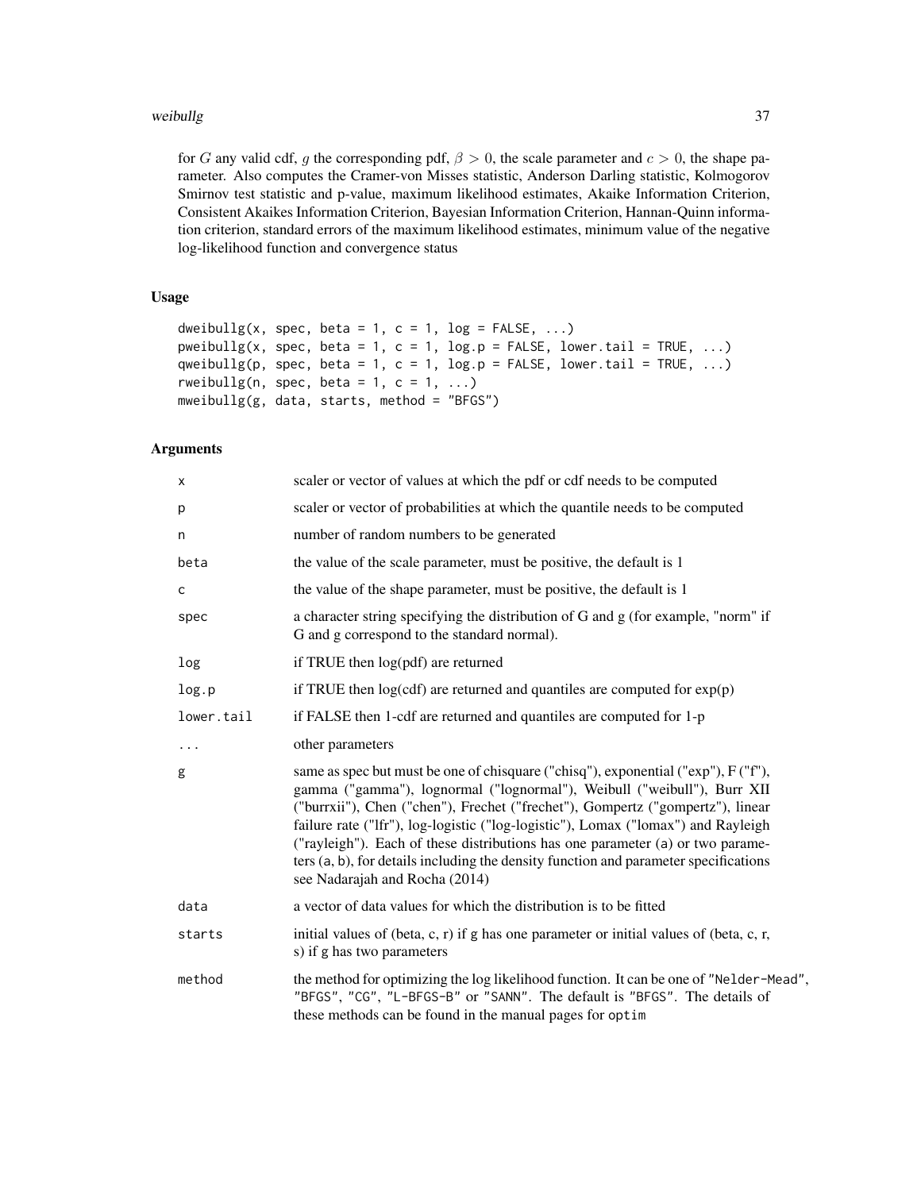for $G$ any valid cdf, $g$ the corresponding pdf, $\beta > 0$, the scale parameter and $c > 0$, the shape parameter. Also computes the Cramer-von Misses statistic, Anderson Darling statistic, Kolmogorov Smirnov test statistic and p-value, maximum likelihood estimates, Akaike Information Criterion, Consistent Akaikes Information Criterion, Bayesian Information Criterion, Hannan-Quinn information criterion, standard errors of the maximum likelihood estimates, minimum value of the negative log-likelihood function and convergence status

## Usage

```
dweibullg(x, spec, beta = 1, c = 1, log = FALSE, ...)
pweibullg(x, spec, beta = 1, c = 1, log.p = FALSE, lower.tail = TRUE, ...)
qweibullg(p, spec, beta = 1, c = 1, log.p = FALSE, lower.tail = TRUE, ...)
rweibullg(n, spec, beta = 1, c = 1, ...)
mweibullg(g, data, starts, method = "BFGS")
```

## Arguments

| | |
|---|---|
| `x` | scaler or vector of values at which the pdf or cdf needs to be computed |
| `p` | scaler or vector of probabilities at which the quantile needs to be computed |
| `n` | number of random numbers to be generated |
| `beta` | the value of the scale parameter, must be positive, the default is 1 |
| `c` | the value of the shape parameter, must be positive, the default is 1 |
| `spec` | a character string specifying the distribution of G and g (for example, "norm" if G and g correspond to the standard normal). |
| `log` | if TRUE then log(pdf) are returned |
| `log.p` | if TRUE then log(cdf) are returned and quantiles are computed for exp(p) |
| `lower.tail` | if FALSE then 1-cdf are returned and quantiles are computed for 1-p |
| `...` | other parameters |
| `g` | same as spec but must be one of chisquare ("chisq"), exponential ("exp"), F ("f"), gamma ("gamma"), lognormal ("lognormal"), Weibull ("weibull"), Burr XII ("burrxii"), Chen ("chen"), Frechet ("frechet"), Gompertz ("gompertz"), linear failure rate ("lfr"), log-logistic ("log-logistic"), Lomax ("lomax") and Rayleigh ("rayleigh"). Each of these distributions has one parameter (`a`) or two parameters (`a`, `b`), for details including the density function and parameter specifications see Nadarajah and Rocha (2014) |
| `data` | a vector of data values for which the distribution is to be fitted |
| `starts` | initial values of (beta, c, r) if g has one parameter or initial values of (beta, c, r, s) if g has two parameters |
| `method` | the method for optimizing the log likelihood function. It can be one of `"Nelder-Mead"`, `"BFGS"`, `"CG"`, `"L-BFGS-B"` or `"SANN"`. The default is `"BFGS"`. The details of these methods can be found in the manual pages for `optim` |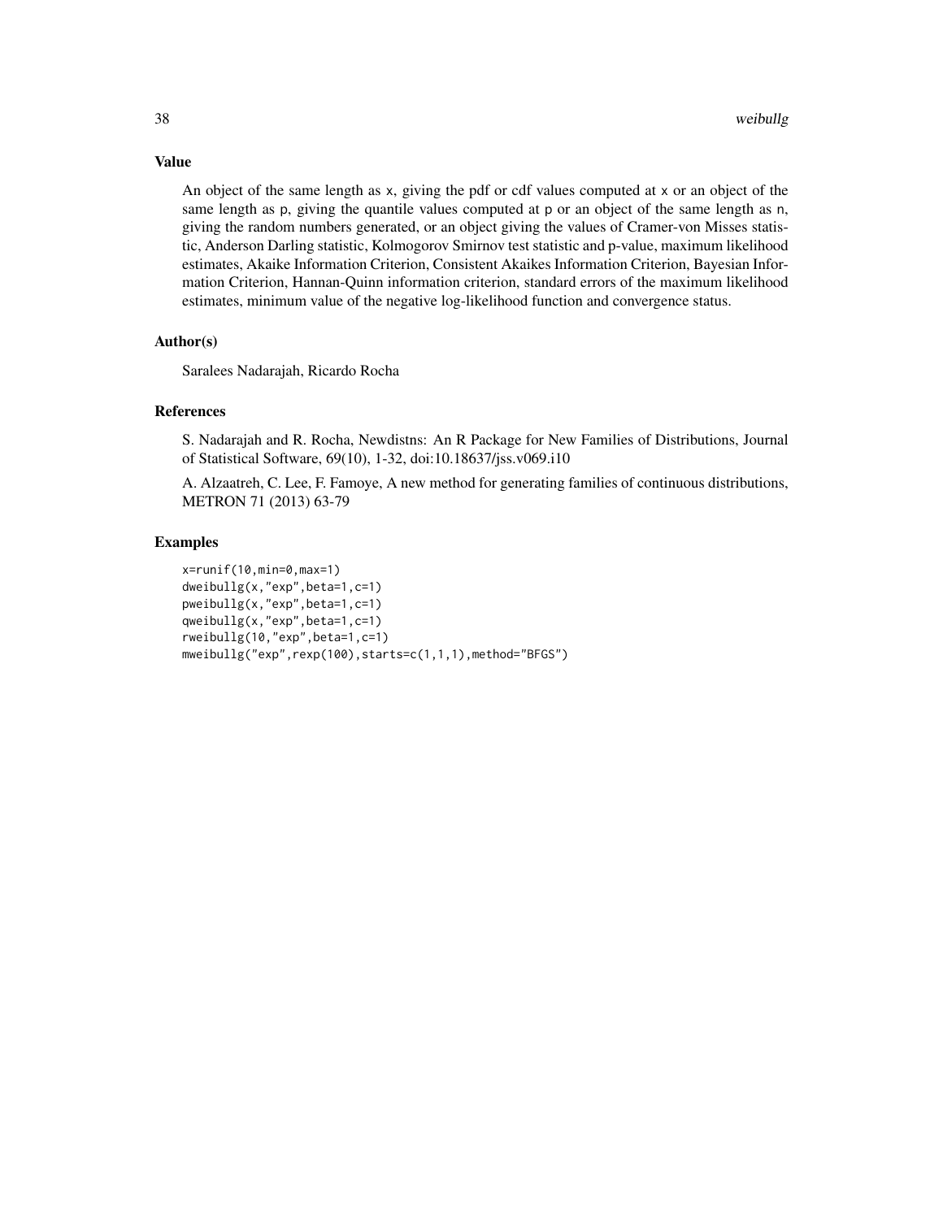### Value

An object of the same length as `x`, giving the pdf or cdf values computed at `x` or an object of the same length as `p`, giving the quantile values computed at `p` or an object of the same length as `n`, giving the random numbers generated, or an object giving the values of Cramer-von Misses statistic, Anderson Darling statistic, Kolmogorov Smirnov test statistic and p-value, maximum likelihood estimates, Akaike Information Criterion, Consistent Akaikes Information Criterion, Bayesian Information Criterion, Hannan-Quinn information criterion, standard errors of the maximum likelihood estimates, minimum value of the negative log-likelihood function and convergence status.

### Author(s)

Saralees Nadarajah, Ricardo Rocha

### References

S. Nadarajah and R. Rocha, Newdistns: An R Package for New Families of Distributions, Journal of Statistical Software, 69(10), 1-32, doi:10.18637/jss.v069.i10

A. Alzaatreh, C. Lee, F. Famoye, A new method for generating families of continuous distributions, METRON 71 (2013) 63-79

### Examples

```
x=runif(10,min=0,max=1)
dweibullg(x,"exp",beta=1,c=1)
pweibullg(x,"exp",beta=1,c=1)
qweibullg(x,"exp",beta=1,c=1)
rweibullg(10,"exp",beta=1,c=1)
mweibullg("exp",rexp(100),starts=c(1,1,1),method="BFGS")
```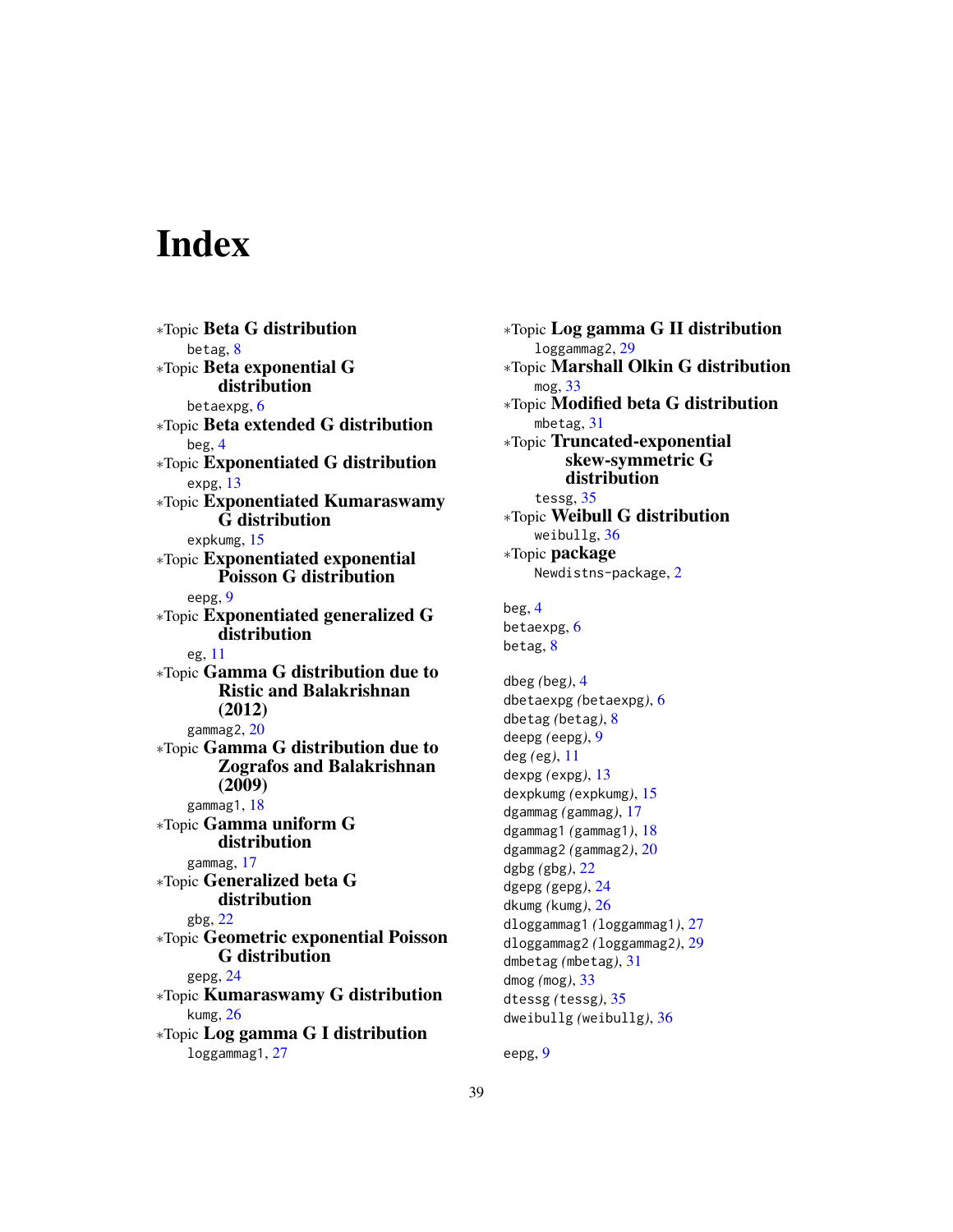# Index

*Topic **Beta G distribution**
- betag, 8

*Topic **Beta exponential G distribution**
- betaexpg, 6

*Topic **Beta extended G distribution**
- beg, 4

*Topic **Exponentiated G distribution**
- expg, 13

*Topic **Exponentiated Kumaraswamy G distribution**
- expkumg, 15

*Topic **Exponentiated exponential Poisson G distribution**
- eepg, 9

*Topic **Exponentiated generalized G distribution**
- eg, 11

*Topic **Gamma G distribution due to Ristic and Balakrishnan (2012)**
- gammag2, 20

*Topic **Gamma G distribution due to Zografos and Balakrishnan (2009)**
- gammag1, 18

*Topic **Gamma uniform G distribution**
- gammag, 17

*Topic **Generalized beta G distribution**
- gbg, 22

*Topic **Geometric exponential Poisson G distribution**
- gepg, 24

*Topic **Kumaraswamy G distribution**
- kumg, 26

*Topic **Log gamma G I distribution**
- loggammag1, 27

*Topic **Log gamma G II distribution**
- loggammag2, 29

*Topic **Marshall Olkin G distribution**
- mog, 33

*Topic **Modified beta G distribution**
- mbetag, 31

*Topic **Truncated-exponential skew-symmetric G distribution**
- tessg, 35

*Topic **Weibull G distribution**
- weibullg, 36

*Topic **package**
- Newdistns-package, 2

beg, 4
betaexpg, 6
betag, 8

dbeg *(beg)*, 4
dbetaexpg *(betaexpg)*, 6
dbetag *(betag)*, 8
deepg *(eepg)*, 9
deg *(eg)*, 11
dexpg *(expg)*, 13
dexpkumg *(expkumg)*, 15
dgammag *(gammag)*, 17
dgammag1 *(gammag1)*, 18
dgammag2 *(gammag2)*, 20
dgbg *(gbg)*, 22
dgepg *(gepg)*, 24
dkumg *(kumg)*, 26
dloggammag1 *(loggammag1)*, 27
dloggammag2 *(loggammag2)*, 29
dmbetag *(mbetag)*, 31
dmog *(mog)*, 33
dtessg *(tessg)*, 35
dweibullg *(weibullg)*, 36

eepg, 9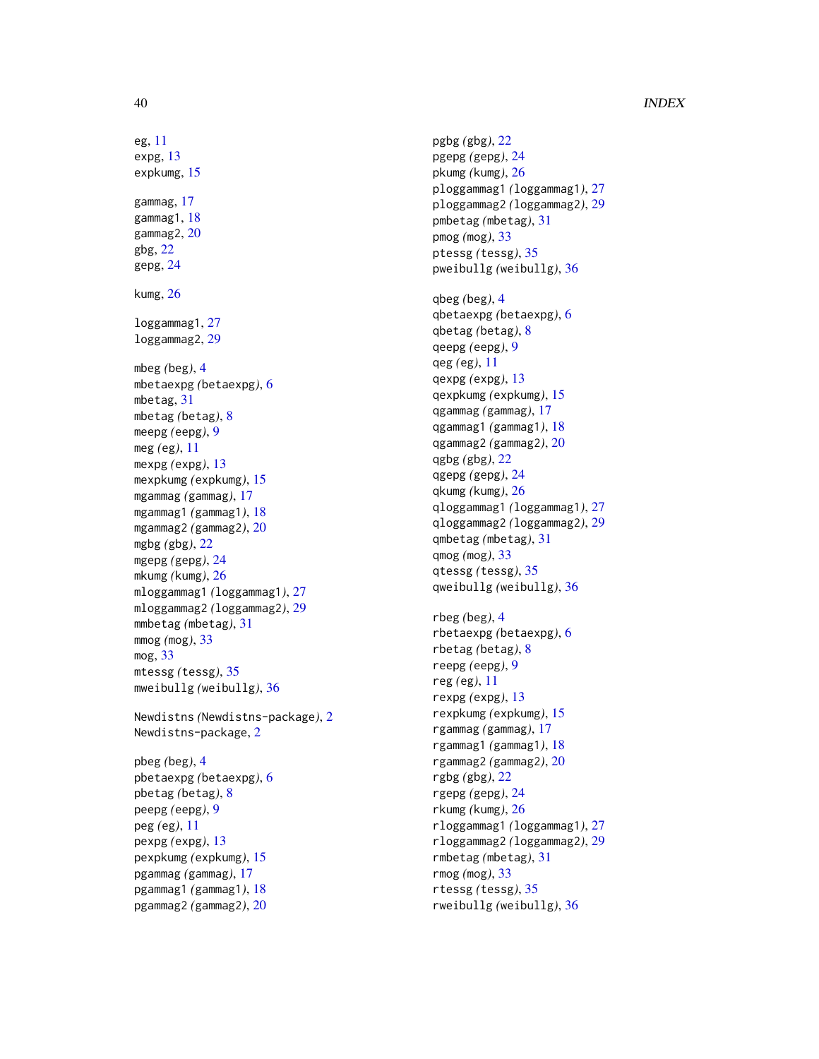eg, 11
expg, 13
expkumg, 15

gammag, 17
gammag1, 18
gammag2, 20
gbg, 22
gepg, 24

kumg, 26

loggammag1, 27
loggammag2, 29

mbeg *(beg)*, 4
mbetaexpg *(betaexpg)*, 6
mbetag, 31
mbetag *(betag)*, 8
meepg *(eepg)*, 9
meg *(eg)*, 11
mexpg *(expg)*, 13
mexpkumg *(expkumg)*, 15
mgammag *(gammag)*, 17
mgammag1 *(gammag1)*, 18
mgammag2 *(gammag2)*, 20
mgbg *(gbg)*, 22
mgepg *(gepg)*, 24
mkumg *(kumg)*, 26
mloggammag1 *(loggammag1)*, 27
mloggammag2 *(loggammag2)*, 29
mmbetag *(mbetag)*, 31
mmog *(mog)*, 33
mog, 33
mtessg *(tessg)*, 35
mweibullg *(weibullg)*, 36

Newdistns *(Newdistns-package)*, 2
Newdistns-package, 2

pbeg *(beg)*, 4
pbetaexpg *(betaexpg)*, 6
pbetag *(betag)*, 8
peepg *(eepg)*, 9
peg *(eg)*, 11
pexpg *(expg)*, 13
pexpkumg *(expkumg)*, 15
pgammag *(gammag)*, 17
pgammag1 *(gammag1)*, 18
pgammag2 *(gammag2)*, 20
pgbg *(gbg)*, 22
pgepg *(gepg)*, 24
pkumg *(kumg)*, 26
ploggammag1 *(loggammag1)*, 27
ploggammag2 *(loggammag2)*, 29
pmbetag *(mbetag)*, 31
pmog *(mog)*, 33
ptessg *(tessg)*, 35
pweibullg *(weibullg)*, 36

qbeg *(beg)*, 4
qbetaexpg *(betaexpg)*, 6
qbetag *(betag)*, 8
qeepg *(eepg)*, 9
qeg *(eg)*, 11
qexpg *(expg)*, 13
qexpkumg *(expkumg)*, 15
qgammag *(gammag)*, 17
qgammag1 *(gammag1)*, 18
qgammag2 *(gammag2)*, 20
qgbg *(gbg)*, 22
qgepg *(gepg)*, 24
qkumg *(kumg)*, 26
qloggammag1 *(loggammag1)*, 27
qloggammag2 *(loggammag2)*, 29
qmbetag *(mbetag)*, 31
qmog *(mog)*, 33
qtessg *(tessg)*, 35
qweibullg *(weibullg)*, 36

rbeg *(beg)*, 4
rbetaexpg *(betaexpg)*, 6
rbetag *(betag)*, 8
reepg *(eepg)*, 9
reg *(eg)*, 11
rexpg *(expg)*, 13
rexpkumg *(expkumg)*, 15
rgammag *(gammag)*, 17
rgammag1 *(gammag1)*, 18
rgammag2 *(gammag2)*, 20
rgbg *(gbg)*, 22
rgepg *(gepg)*, 24
rkumg *(kumg)*, 26
rloggammag1 *(loggammag1)*, 27
rloggammag2 *(loggammag2)*, 29
rmbetag *(mbetag)*, 31
rmog *(mog)*, 33
rtessg *(tessg)*, 35
rweibullg *(weibullg)*, 36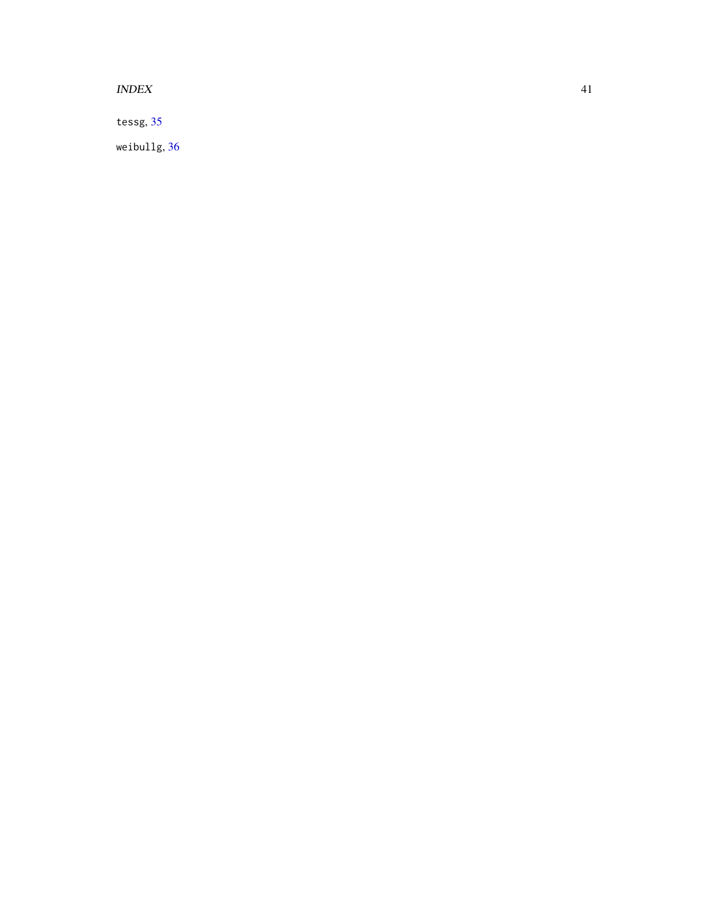tessg, 35

weibullg, 36